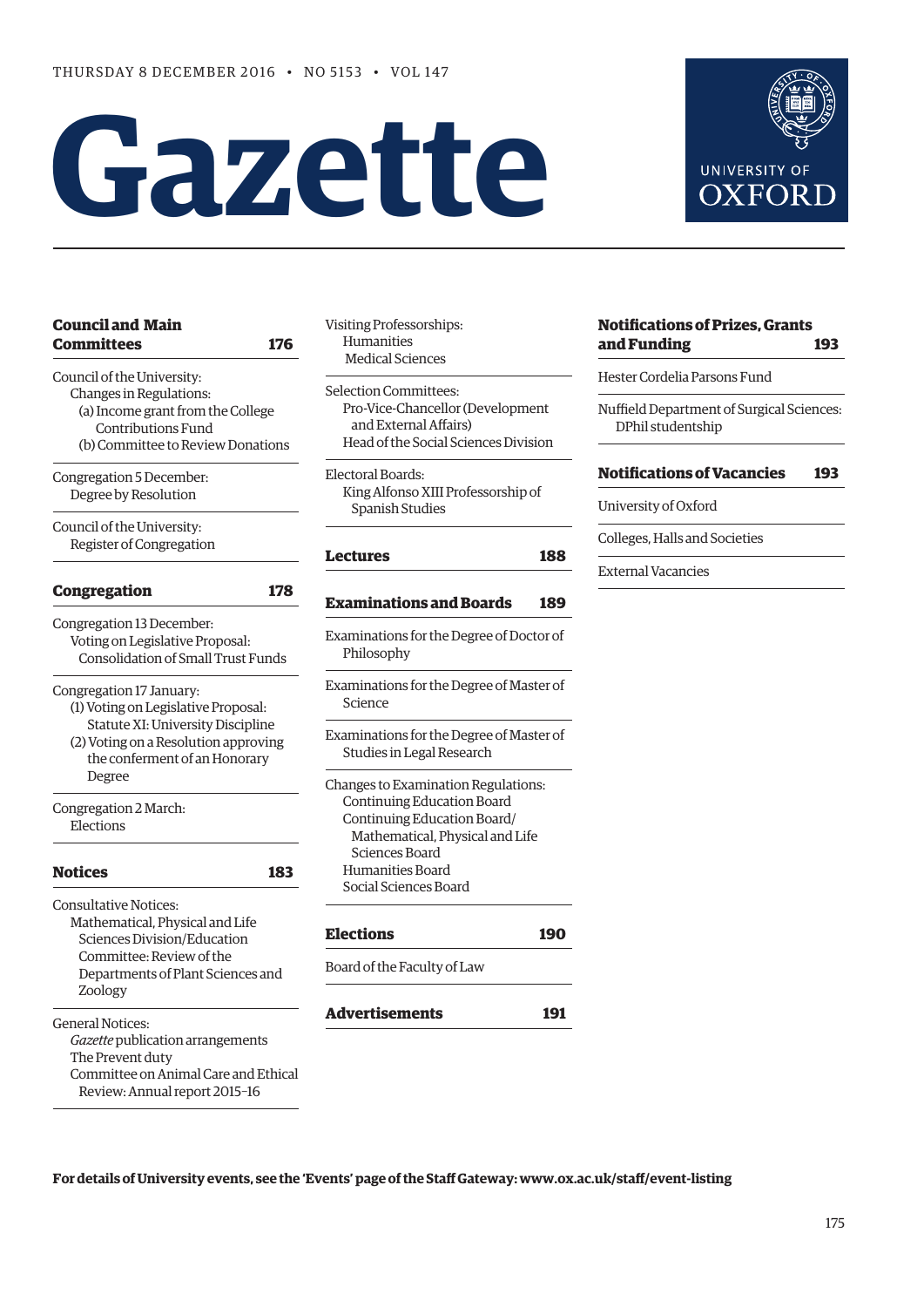THURSDAY 8 DECEMBER 2016 • NO 5153 • VOL 147

# Gazette

UNIVERSITY OF OXFORD

## Council and Main Committees 176

Council of the University:
- Changes in Regulations:
  - (a) Income grant from the College Contributions Fund
  - (b) Committee to Review Donations

Congregation 5 December:
- Degree by Resolution

Council of the University:
- Register of Congregation

## Congregation 178

Congregation 13 December:
- Voting on Legislative Proposal: Consolidation of Small Trust Funds

Congregation 17 January:
- (1) Voting on Legislative Proposal: Statute XI: University Discipline
- (2) Voting on a Resolution approving the conferment of an Honorary Degree

Congregation 2 March:
- Elections

## Notices 183

Consultative Notices:
- Mathematical, Physical and Life Sciences Division/Education Committee: Review of the Departments of Plant Sciences and Zoology

General Notices:
- *Gazette* publication arrangements
- The Prevent duty
- Committee on Animal Care and Ethical Review: Annual report 2015–16

Visiting Professorships:
- Humanities
- Medical Sciences

Selection Committees:
- Pro-Vice-Chancellor (Development and External Affairs)
- Head of the Social Sciences Division

Electoral Boards:
- King Alfonso XIII Professorship of Spanish Studies

## Lectures 188

## Examinations and Boards 189

Examinations for the Degree of Doctor of Philosophy

Examinations for the Degree of Master of Science

Examinations for the Degree of Master of Studies in Legal Research

Changes to Examination Regulations:
- Continuing Education Board
- Continuing Education Board/ Mathematical, Physical and Life Sciences Board
- Humanities Board
- Social Sciences Board

## Elections 190

Board of the Faculty of Law

## Advertisements 191

## Notifications of Prizes, Grants and Funding 193

Hester Cordelia Parsons Fund

Nuffield Department of Surgical Sciences: DPhil studentship

## Notifications of Vacancies 193

University of Oxford

Colleges, Halls and Societies

External Vacancies

**For details of University events, see the 'Events' page of the Staff Gateway: www.ox.ac.uk/staff/event-listing**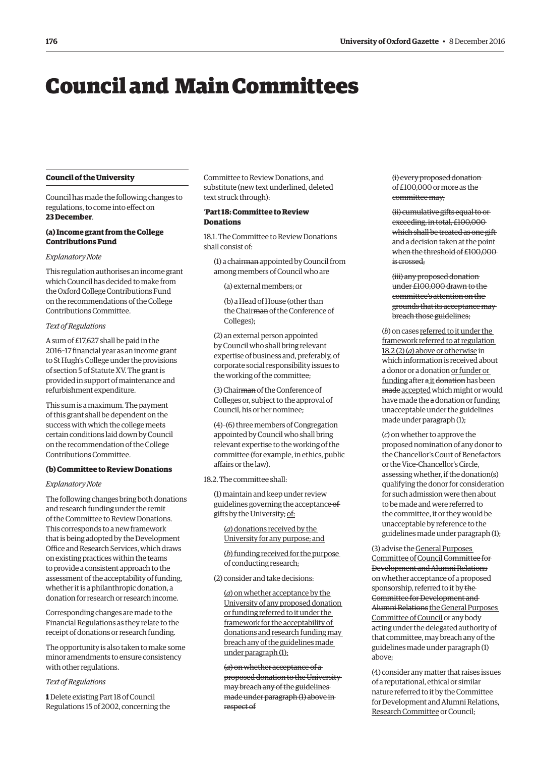# Council and Main Committees

## Council of the University

Council has made the following changes to regulations, to come into effect on **23 December**.

### (a) Income grant from the College Contributions Fund

*Explanatory Note*

This regulation authorises an income grant which Council has decided to make from the Oxford College Contributions Fund on the recommendations of the College Contributions Committee.

*Text of Regulations*

A sum of £17,627 shall be paid in the 2016–17 financial year as an income grant to St Hugh's College under the provisions of section 5 of Statute XV. The grant is provided in support of maintenance and refurbishment expenditure.

This sum is a maximum. The payment of this grant shall be dependent on the success with which the college meets certain conditions laid down by Council on the recommendation of the College Contributions Committee.

### (b) Committee to Review Donations

*Explanatory Note*

The following changes bring both donations and research funding under the remit of the Committee to Review Donations. This corresponds to a new framework that is being adopted by the Development Office and Research Services, which draws on existing practices within the teams to provide a consistent approach to the assessment of the acceptability of funding, whether it is a philanthropic donation, a donation for research or research income.

Corresponding changes are made to the Financial Regulations as they relate to the receipt of donations or research funding.

The opportunity is also taken to make some minor amendments to ensure consistency with other regulations.

*Text of Regulations*

**1** Delete existing Part 18 of Council Regulations 15 of 2002, concerning the Committee to Review Donations, and substitute (new text underlined, deleted text struck through):

'**Part 18: Committee to Review Donations**

18.1. The Committee to Review Donations shall consist of:

(1) a chair~~man~~ appointed by Council from among members of Council who are

(a) external members; or

(b) a Head of House (other than the Chair~~man~~ of the Conference of Colleges);

(2) an external person appointed by Council who shall bring relevant expertise of business and, preferably, of corporate social responsibility issues to the working of the committee;

(3) Chair~~man~~ of the Conference of Colleges or, subject to the approval of Council, his or her nominee;

(4)–(6) three members of Congregation appointed by Council who shall bring relevant expertise to the working of the committee (for example, in ethics, public affairs or the law).

18.2. The committee shall:

(1) maintain and keep under review guidelines governing the acceptance ~~of gifts~~ by the University~~;~~ <u>of:</u>

<u>(*a*) donations received by the University for any purpose; and</u>

<u>(*b*) funding received for the purpose of conducting research;</u>

(2) consider and take decisions:

<u>(*a*) on whether acceptance by the University of any proposed donation or funding referred to it under the framework for the acceptability of donations and research funding may breach any of the guidelines made under paragraph (1);</u>

~~(*a*) on whether acceptance of a proposed donation to the University may breach any of the guidelines made under paragraph (1) above in respect of~~

~~(i) every proposed donation of £100,000 or more as the committee may;~~

~~(ii) cumulative gifts equal to or exceeding, in total, £100,000 which shall be treated as one gift and a decision taken at the point when the threshold of £100,000 is crossed;~~

~~(iii) any proposed donation under £100,000 drawn to the committee's attention on the grounds that its acceptance may breach those guidelines;~~

(*b*) on cases <u>referred to it under the framework referred to at regulation 18.2 (2) (*a*) above or otherwise</u> in which information is received about a donor or a donation <u>or funder or funding</u> after ~~a~~ <u>it</u> ~~donation~~ has been ~~made~~ <u>accepted</u> which might or would have made <u>the</u> ~~a~~ donation <u>or funding</u> unacceptable under the guidelines made under paragraph (1);

(*c*) on whether to approve the proposed nomination of any donor to the Chancellor's Court of Benefactors or the Vice-Chancellor's Circle, assessing whether, if the donation(s) qualifying the donor for consideration for such admission were then about to be made and were referred to the committee, it or they would be unacceptable by reference to the guidelines made under paragraph (1);

(3) advise the <u>General Purposes Committee of Council</u> ~~Committee for Development and Alumni Relations~~ on whether acceptance of a proposed sponsorship, referred to it by ~~the Committee for Development and Alumni Relations~~ <u>the General Purposes Committee of Council</u> or any body acting under the delegated authority of that committee, may breach any of the guidelines made under paragraph (1) above;

(4) consider any matter that raises issues of a reputational, ethical or similar nature referred to it by the Committee for Development and Alumni Relations, <u>Research Committee</u> or Council;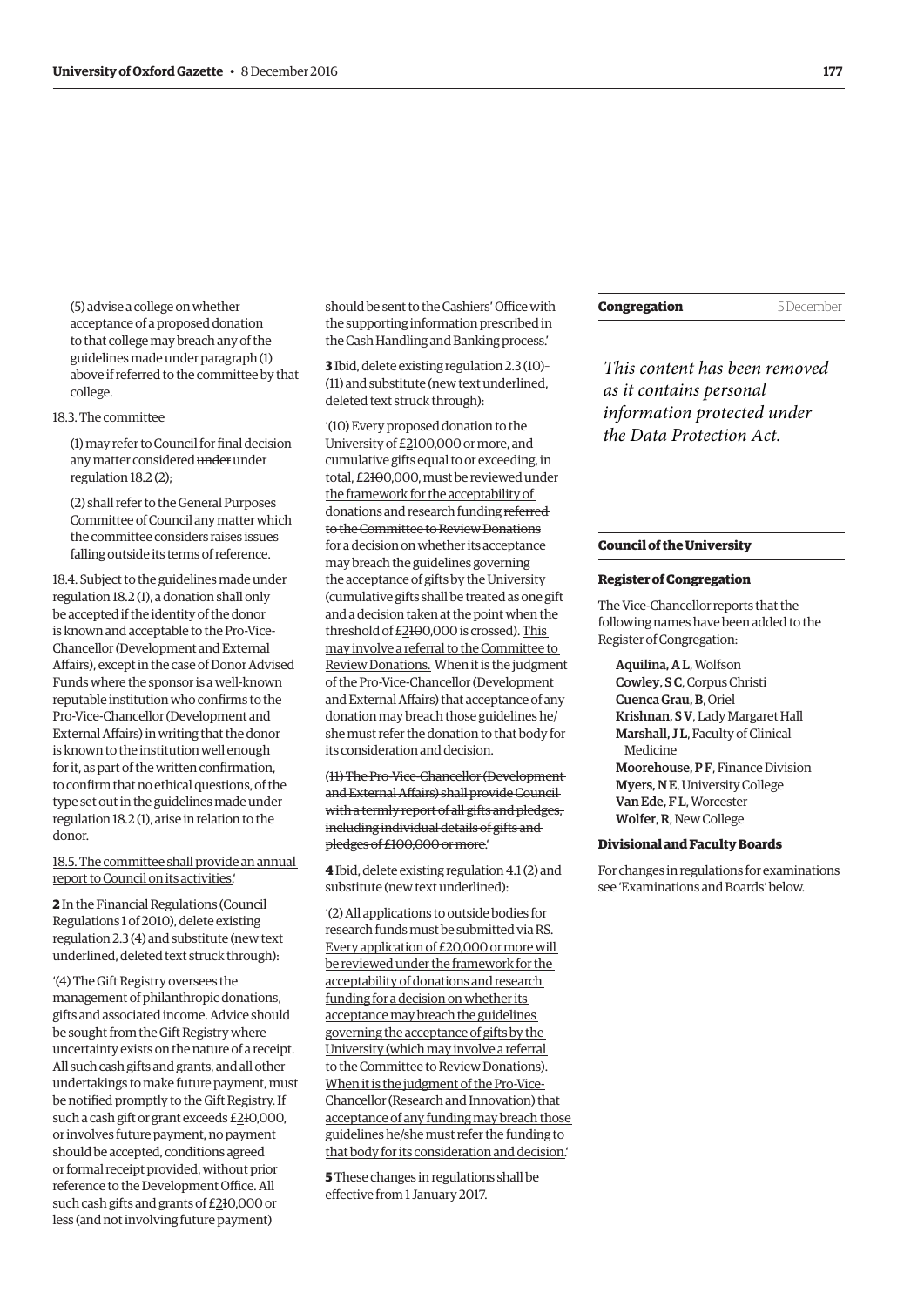(5) advise a college on whether acceptance of a proposed donation to that college may breach any of the guidelines made under paragraph (1) above if referred to the committee by that college.

18.3. The committee

(1) may refer to Council for final decision any matter considered ~~under~~ under regulation 18.2 (2);

(2) shall refer to the General Purposes Committee of Council any matter which the committee considers raises issues falling outside its terms of reference.

18.4. Subject to the guidelines made under regulation 18.2 (1), a donation shall only be accepted if the identity of the donor is known and acceptable to the Pro-Vice-Chancellor (Development and External Affairs), except in the case of Donor Advised Funds where the sponsor is a well-known reputable institution who confirms to the Pro-Vice-Chancellor (Development and External Affairs) in writing that the donor is known to the institution well enough for it, as part of the written confirmation, to confirm that no ethical questions, of the type set out in the guidelines made under regulation 18.2 (1), arise in relation to the donor.

<u>18.5. The committee shall provide an annual report to Council on its activities</u>.'

**2** In the Financial Regulations (Council Regulations 1 of 2010), delete existing regulation 2.3 (4) and substitute (new text underlined, deleted text struck through):

'(4) The Gift Registry oversees the management of philanthropic donations, gifts and associated income. Advice should be sought from the Gift Registry where uncertainty exists on the nature of a receipt. All such cash gifts and grants, and all other undertakings to make future payment, must be notified promptly to the Gift Registry. If such a cash gift or grant exceeds £<u>2</u>~~1~~0,000, or involves future payment, no payment should be accepted, conditions agreed or formal receipt provided, without prior reference to the Development Office. All such cash gifts and grants of £<u>2</u>~~1~~0,000 or less (and not involving future payment) should be sent to the Cashiers' Office with the supporting information prescribed in the Cash Handling and Banking process.'

**3** Ibid, delete existing regulation 2.3 (10)–(11) and substitute (new text underlined, deleted text struck through):

'(10) Every proposed donation to the University of £<u>2</u>~~10~~0,000 or more, and cumulative gifts equal to or exceeding, in total, £<u>2</u>~~10~~0,000, must be <u>reviewed under the framework for the acceptability of donations and research funding</u> ~~referred to the Committee to Review Donations~~ for a decision on whether its acceptance may breach the guidelines governing the acceptance of gifts by the University (cumulative gifts shall be treated as one gift and a decision taken at the point when the threshold of £<u>2</u>~~10~~0,000 is crossed). <u>This may involve a referral to the Committee to Review Donations.</u> When it is the judgment of the Pro-Vice-Chancellor (Development and External Affairs) that acceptance of any donation may breach those guidelines he/she must refer the donation to that body for its consideration and decision.

~~(11) The Pro-Vice-Chancellor (Development and External Affairs) shall provide Council with a termly report of all gifts and pledges, including individual details of gifts and pledges of £100,000 or more.~~'

**4** Ibid, delete existing regulation 4.1 (2) and substitute (new text underlined):

'(2) All applications to outside bodies for research funds must be submitted via RS. <u>Every application of £20,000 or more will be reviewed under the framework for the acceptability of donations and research funding for a decision on whether its acceptance may breach the guidelines governing the acceptance of gifts by the University (which may involve a referral to the Committee to Review Donations). When it is the judgment of the Pro-Vice-Chancellor (Research and Innovation) that acceptance of any funding may breach those guidelines he/she must refer the funding to that body for its consideration and decision.</u>'

**5** These changes in regulations shall be effective from 1 January 2017.

## Congregation — 5 December

*This content has been removed as it contains personal information protected under the Data Protection Act.*

## Council of the University

### Register of Congregation

The Vice-Chancellor reports that the following names have been added to the Register of Congregation:

**Aquilina, A L**, Wolfson
**Cowley, S C**, Corpus Christi
**Cuenca Grau, B**, Oriel
**Krishnan, S V**, Lady Margaret Hall
**Marshall, J L**, Faculty of Clinical Medicine
**Moorehouse, P F**, Finance Division
**Myers, N E**, University College
**Van Ede, F L**, Worcester
**Wolfer, R**, New College

### Divisional and Faculty Boards

For changes in regulations for examinations see 'Examinations and Boards' below.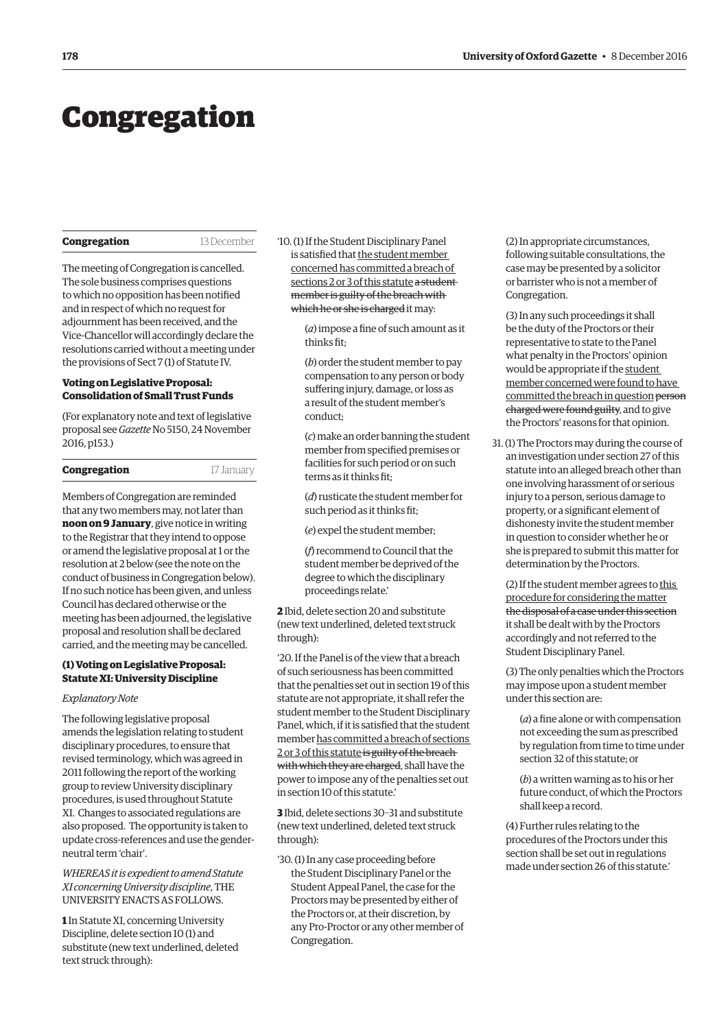# Congregation

## Congregation — 13 December

The meeting of Congregation is cancelled. The sole business comprises questions to which no opposition has been notified and in respect of which no request for adjournment has been received, and the Vice-Chancellor will accordingly declare the resolutions carried without a meeting under the provisions of Sect 7 (1) of Statute IV.

### Voting on Legislative Proposal: Consolidation of Small Trust Funds

(For explanatory note and text of legislative proposal see *Gazette* No 5150, 24 November 2016, p153.)

## Congregation — 17 January

Members of Congregation are reminded that any two members may, not later than **noon on 9 January**, give notice in writing to the Registrar that they intend to oppose or amend the legislative proposal at 1 or the resolution at 2 below (see the note on the conduct of business in Congregation below). If no such notice has been given, and unless Council has declared otherwise or the meeting has been adjourned, the legislative proposal and resolution shall be declared carried, and the meeting may be cancelled.

### (1) Voting on Legislative Proposal: Statute XI: University Discipline

*Explanatory Note*

The following legislative proposal amends the legislation relating to student disciplinary procedures, to ensure that revised terminology, which was agreed in 2011 following the report of the working group to review University disciplinary procedures, is used throughout Statute XI. Changes to associated regulations are also proposed. The opportunity is taken to update cross-references and use the gender-neutral term 'chair'.

*WHEREAS it is expedient to amend Statute XI concerning University discipline*, THE UNIVERSITY ENACTS AS FOLLOWS.

**1** In Statute XI, concerning University Discipline, delete section 10 (1) and substitute (new text underlined, deleted text struck through):

'10. (1) If the Student Disciplinary Panel is satisfied that <u>the student member concerned has committed a breach of sections 2 or 3 of this statute</u> ~~a student member is guilty of the breach with which he or she is charged~~ it may:

(*a*) impose a fine of such amount as it thinks fit;

(*b*) order the student member to pay compensation to any person or body suffering injury, damage, or loss as a result of the student member's conduct;

(*c*) make an order banning the student member from specified premises or facilities for such period or on such terms as it thinks fit;

(*d*) rusticate the student member for such period as it thinks fit;

(*e*) expel the student member;

(*f*) recommend to Council that the student member be deprived of the degree to which the disciplinary proceedings relate.'

**2** Ibid, delete section 20 and substitute (new text underlined, deleted text struck through):

'20. If the Panel is of the view that a breach of such seriousness has been committed that the penalties set out in section 19 of this statute are not appropriate, it shall refer the student member to the Student Disciplinary Panel, which, if it is satisfied that the student member <u>has committed a breach of sections 2 or 3 of this statute</u> ~~is guilty of the breach with which they are charged~~, shall have the power to impose any of the penalties set out in section 10 of this statute.'

**3** Ibid, delete sections 30–31 and substitute (new text underlined, deleted text struck through):

'30. (1) In any case proceeding before the Student Disciplinary Panel or the Student Appeal Panel, the case for the Proctors may be presented by either of the Proctors or, at their discretion, by any Pro-Proctor or any other member of Congregation.

(2) In appropriate circumstances, following suitable consultations, the case may be presented by a solicitor or barrister who is not a member of Congregation.

(3) In any such proceedings it shall be the duty of the Proctors or their representative to state to the Panel what penalty in the Proctors' opinion would be appropriate if the <u>student member concerned were found to have committed the breach in question</u> ~~person charged were found guilty~~, and to give the Proctors' reasons for that opinion.

31. (1) The Proctors may during the course of an investigation under section 27 of this statute into an alleged breach other than one involving harassment of or serious injury to a person, serious damage to property, or a significant element of dishonesty invite the student member in question to consider whether he or she is prepared to submit this matter for determination by the Proctors.

(2) If the student member agrees to <u>this procedure for considering the matter</u> ~~the disposal of a case under this section~~ it shall be dealt with by the Proctors accordingly and not referred to the Student Disciplinary Panel.

(3) The only penalties which the Proctors may impose upon a student member under this section are:

(*a*) a fine alone or with compensation not exceeding the sum as prescribed by regulation from time to time under section 32 of this statute; or

(*b*) a written warning as to his or her future conduct, of which the Proctors shall keep a record.

(4) Further rules relating to the procedures of the Proctors under this section shall be set out in regulations made under section 26 of this statute.'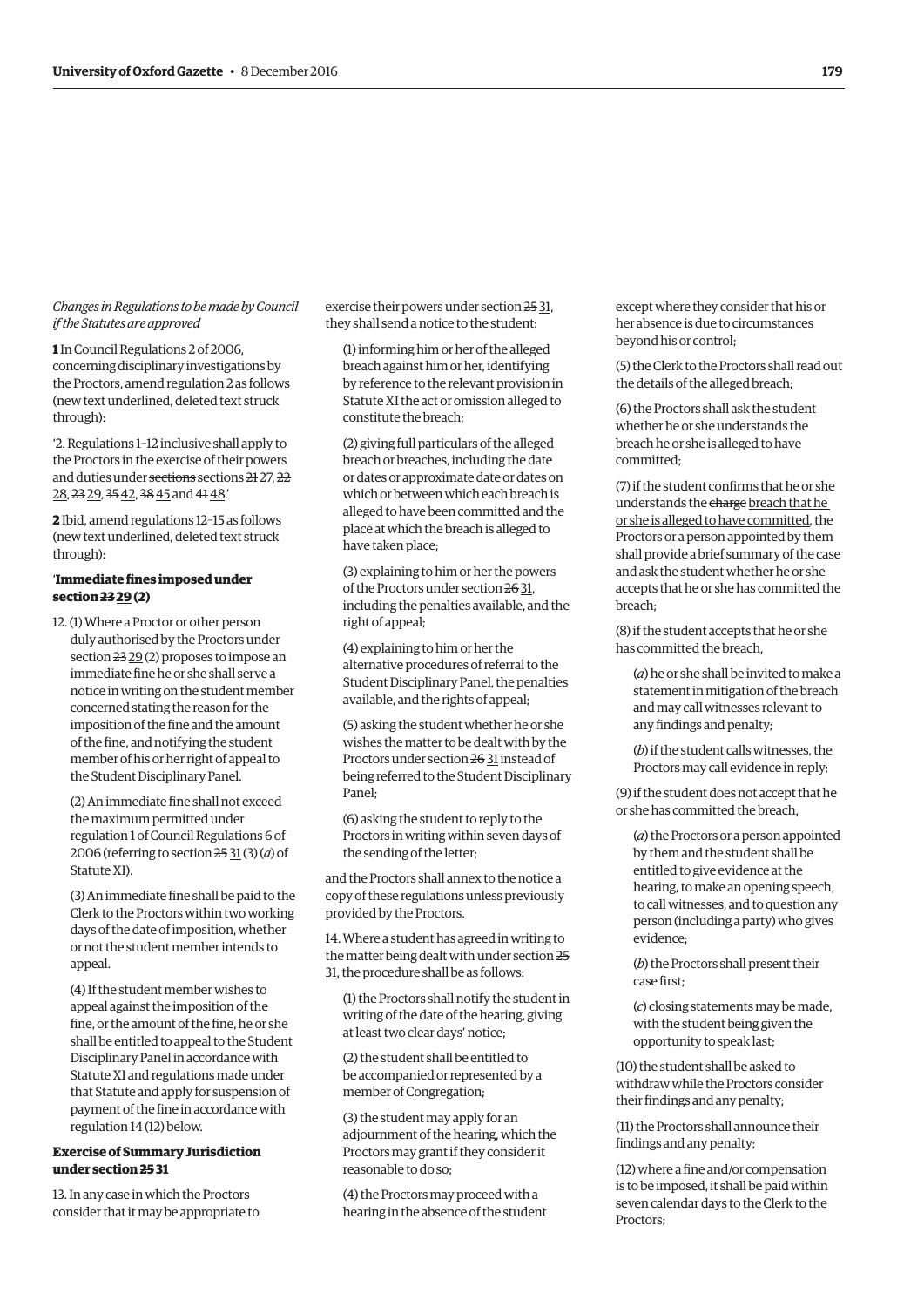*Changes in Regulations to be made by Council if the Statutes are approved*

**1** In Council Regulations 2 of 2006, concerning disciplinary investigations by the Proctors, amend regulation 2 as follows (new text underlined, deleted text struck through):

'2. Regulations 1–12 inclusive shall apply to the Proctors in the exercise of their powers and duties under ~~sections~~ sections ~~21~~ <u>27</u>, ~~22~~ <u>28</u>, ~~23~~ <u>29</u>, ~~35~~ <u>42</u>, ~~38~~ <u>45</u> and ~~41~~ <u>48</u>.'

**2** Ibid, amend regulations 12–15 as follows (new text underlined, deleted text struck through):

'**Immediate fines imposed under section ~~23~~ <u>29</u> (2)**

12. (1) Where a Proctor or other person duly authorised by the Proctors under section ~~23~~ <u>29</u> (2) proposes to impose an immediate fine he or she shall serve a notice in writing on the student member concerned stating the reason for the imposition of the fine and the amount of the fine, and notifying the student member of his or her right of appeal to the Student Disciplinary Panel.

(2) An immediate fine shall not exceed the maximum permitted under regulation 1 of Council Regulations 6 of 2006 (referring to section ~~25~~ <u>31</u> (3) (*a*) of Statute XI).

(3) An immediate fine shall be paid to the Clerk to the Proctors within two working days of the date of imposition, whether or not the student member intends to appeal.

(4) If the student member wishes to appeal against the imposition of the fine, or the amount of the fine, he or she shall be entitled to appeal to the Student Disciplinary Panel in accordance with Statute XI and regulations made under that Statute and apply for suspension of payment of the fine in accordance with regulation 14 (12) below.

**Exercise of Summary Jurisdiction under section ~~25~~ <u>31</u>**

13. In any case in which the Proctors consider that it may be appropriate to exercise their powers under section ~~25~~ <u>31</u>, they shall send a notice to the student:

(1) informing him or her of the alleged breach against him or her, identifying by reference to the relevant provision in Statute XI the act or omission alleged to constitute the breach;

(2) giving full particulars of the alleged breach or breaches, including the date or dates or approximate date or dates on which or between which each breach is alleged to have been committed and the place at which the breach is alleged to have taken place;

(3) explaining to him or her the powers of the Proctors under section ~~26~~ <u>31</u>, including the penalties available, and the right of appeal;

(4) explaining to him or her the alternative procedures of referral to the Student Disciplinary Panel, the penalties available, and the rights of appeal;

(5) asking the student whether he or she wishes the matter to be dealt with by the Proctors under section ~~26~~ <u>31</u> instead of being referred to the Student Disciplinary Panel;

(6) asking the student to reply to the Proctors in writing within seven days of the sending of the letter;

and the Proctors shall annex to the notice a copy of these regulations unless previously provided by the Proctors.

14. Where a student has agreed in writing to the matter being dealt with under section ~~25~~ <u>31</u>, the procedure shall be as follows:

(1) the Proctors shall notify the student in writing of the date of the hearing, giving at least two clear days' notice;

(2) the student shall be entitled to be accompanied or represented by a member of Congregation;

(3) the student may apply for an adjournment of the hearing, which the Proctors may grant if they consider it reasonable to do so;

(4) the Proctors may proceed with a hearing in the absence of the student except where they consider that his or her absence is due to circumstances beyond his or control;

(5) the Clerk to the Proctors shall read out the details of the alleged breach;

(6) the Proctors shall ask the student whether he or she understands the breach he or she is alleged to have committed;

(7) if the student confirms that he or she understands the ~~charge~~ <u>breach that he or she is alleged to have committed</u>, the Proctors or a person appointed by them shall provide a brief summary of the case and ask the student whether he or she accepts that he or she has committed the breach;

(8) if the student accepts that he or she has committed the breach,

(*a*) he or she shall be invited to make a statement in mitigation of the breach and may call witnesses relevant to any findings and penalty;

(*b*) if the student calls witnesses, the Proctors may call evidence in reply;

(9) if the student does not accept that he or she has committed the breach,

(*a*) the Proctors or a person appointed by them and the student shall be entitled to give evidence at the hearing, to make an opening speech, to call witnesses, and to question any person (including a party) who gives evidence;

(*b*) the Proctors shall present their case first;

(*c*) closing statements may be made, with the student being given the opportunity to speak last;

(10) the student shall be asked to withdraw while the Proctors consider their findings and any penalty;

(11) the Proctors shall announce their findings and any penalty;

(12) where a fine and/or compensation is to be imposed, it shall be paid within seven calendar days to the Clerk to the Proctors;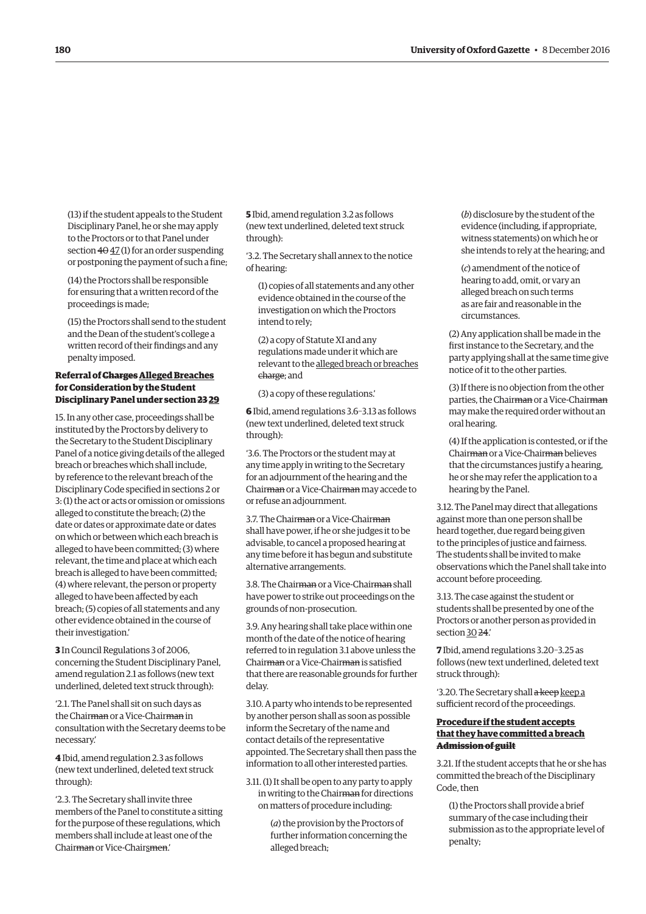(13) if the student appeals to the Student Disciplinary Panel, he or she may apply to the Proctors or to that Panel under section ~~40~~ <u>47</u> (1) for an order suspending or postponing the payment of such a fine;

(14) the Proctors shall be responsible for ensuring that a written record of the proceedings is made;

(15) the Proctors shall send to the student and the Dean of the student's college a written record of their findings and any penalty imposed.

**Referral of ~~Charges~~ <u>Alleged Breaches</u> for Consideration by the Student Disciplinary Panel under section ~~23~~ <u>29</u>**

15. In any other case, proceedings shall be instituted by the Proctors by delivery to the Secretary to the Student Disciplinary Panel of a notice giving details of the alleged breach or breaches which shall include, by reference to the relevant breach of the Disciplinary Code specified in sections 2 or 3: (1) the act or acts or omission or omissions alleged to constitute the breach; (2) the date or dates or approximate date or dates on which or between which each breach is alleged to have been committed; (3) where relevant, the time and place at which each breach is alleged to have been committed; (4) where relevant, the person or property alleged to have been affected by each breach; (5) copies of all statements and any other evidence obtained in the course of their investigation.'

**3** In Council Regulations 3 of 2006, concerning the Student Disciplinary Panel, amend regulation 2.1 as follows (new text underlined, deleted text struck through):

'2.1. The Panel shall sit on such days as the Chair~~man~~ or a Vice-Chair~~man~~ in consultation with the Secretary deems to be necessary.'

**4** Ibid, amend regulation 2.3 as follows (new text underlined, deleted text struck through):

'2.3. The Secretary shall invite three members of the Panel to constitute a sitting for the purpose of these regulations, which members shall include at least one of the Chair~~man~~ or Vice-Chair<u>s</u>~~men~~.'

**5** Ibid, amend regulation 3.2 as follows (new text underlined, deleted text struck through):

'3.2. The Secretary shall annex to the notice of hearing:

(1) copies of all statements and any other evidence obtained in the course of the investigation on which the Proctors intend to rely;

(2) a copy of Statute XI and any regulations made under it which are relevant to the <u>alleged breach or breaches</u> ~~charge~~; and

(3) a copy of these regulations.'

**6** Ibid, amend regulations 3.6–3.13 as follows (new text underlined, deleted text struck through):

'3.6. The Proctors or the student may at any time apply in writing to the Secretary for an adjournment of the hearing and the Chair~~man~~ or a Vice-Chair~~man~~ may accede to or refuse an adjournment.

3.7. The Chair~~man~~ or a Vice-Chair~~man~~ shall have power, if he or she judges it to be advisable, to cancel a proposed hearing at any time before it has begun and substitute alternative arrangements.

3.8. The Chair~~man~~ or a Vice-Chair~~man~~ shall have power to strike out proceedings on the grounds of non-prosecution.

3.9. Any hearing shall take place within one month of the date of the notice of hearing referred to in regulation 3.1 above unless the Chair~~man~~ or a Vice-Chair~~man~~ is satisfied that there are reasonable grounds for further delay.

3.10. A party who intends to be represented by another person shall as soon as possible inform the Secretary of the name and contact details of the representative appointed. The Secretary shall then pass the information to all other interested parties.

3.11. (1) It shall be open to any party to apply in writing to the Chair~~man~~ for directions on matters of procedure including:

(*a*) the provision by the Proctors of further information concerning the alleged breach;

(*b*) disclosure by the student of the evidence (including, if appropriate, witness statements) on which he or she intends to rely at the hearing; and

(*c*) amendment of the notice of hearing to add, omit, or vary an alleged breach on such terms as are fair and reasonable in the circumstances.

(2) Any application shall be made in the first instance to the Secretary, and the party applying shall at the same time give notice of it to the other parties.

(3) If there is no objection from the other parties, the Chair~~man~~ or a Vice-Chair~~man~~ may make the required order without an oral hearing.

(4) If the application is contested, or if the Chair~~man~~ or a Vice-Chair~~man~~ believes that the circumstances justify a hearing, he or she may refer the application to a hearing by the Panel.

3.12. The Panel may direct that allegations against more than one person shall be heard together, due regard being given to the principles of justice and fairness. The students shall be invited to make observations which the Panel shall take into account before proceeding.

3.13. The case against the student or students shall be presented by one of the Proctors or another person as provided in section <u>30</u> ~~24~~.'

**7** Ibid, amend regulations 3.20–3.25 as follows (new text underlined, deleted text struck through):

'3.20. The Secretary shall ~~a keep~~ <u>keep a</u> sufficient record of the proceedings.

**<u>Procedure if the student accepts that they have committed a breach</u> ~~Admission of guilt~~**

3.21. If the student accepts that he or she has committed the breach of the Disciplinary Code, then

(1) the Proctors shall provide a brief summary of the case including their submission as to the appropriate level of penalty;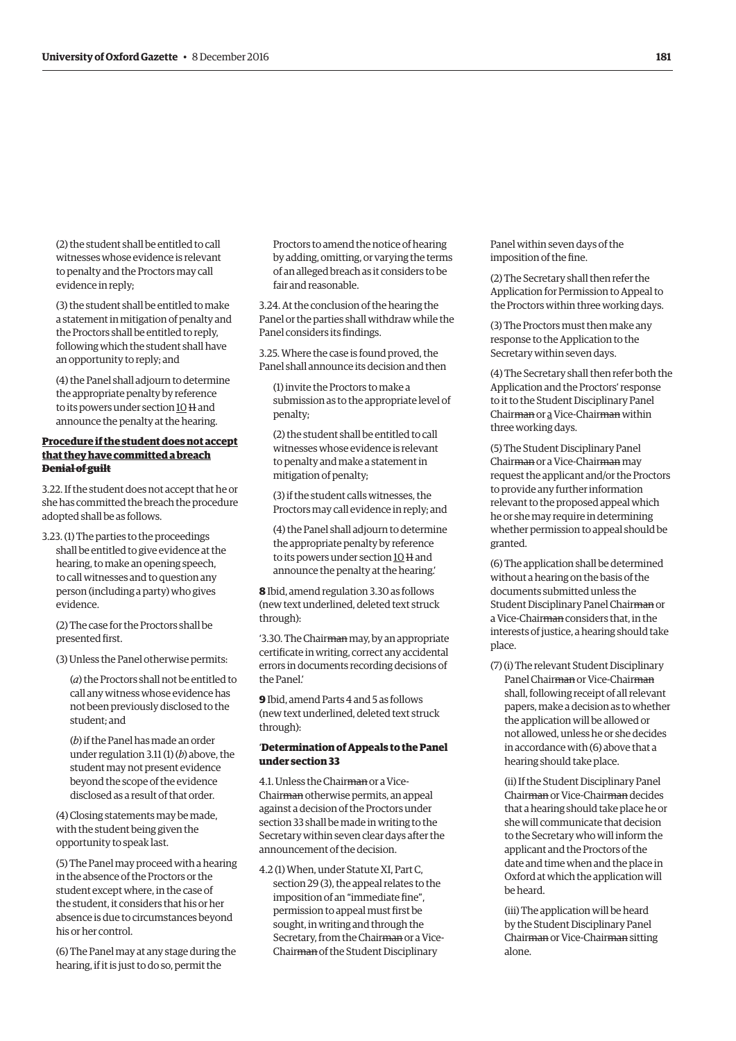(2) the student shall be entitled to call witnesses whose evidence is relevant to penalty and the Proctors may call evidence in reply;

(3) the student shall be entitled to make a statement in mitigation of penalty and the Proctors shall be entitled to reply, following which the student shall have an opportunity to reply; and

(4) the Panel shall adjourn to determine the appropriate penalty by reference to its powers under section <u>10</u> ~~11~~ and announce the penalty at the hearing.

**<u>Procedure if the student does not accept that they have committed a breach</u>**
**~~Denial of guilt~~**

3.22. If the student does not accept that he or she has committed the breach the procedure adopted shall be as follows.

3.23. (1) The parties to the proceedings shall be entitled to give evidence at the hearing, to make an opening speech, to call witnesses and to question any person (including a party) who gives evidence.

(2) The case for the Proctors shall be presented first.

(3) Unless the Panel otherwise permits:

(*a*) the Proctors shall not be entitled to call any witness whose evidence has not been previously disclosed to the student; and

(*b*) if the Panel has made an order under regulation 3.11 (1) (*b*) above, the student may not present evidence beyond the scope of the evidence disclosed as a result of that order.

(4) Closing statements may be made, with the student being given the opportunity to speak last.

(5) The Panel may proceed with a hearing in the absence of the Proctors or the student except where, in the case of the student, it considers that his or her absence is due to circumstances beyond his or her control.

(6) The Panel may at any stage during the hearing, if it is just to do so, permit the Proctors to amend the notice of hearing by adding, omitting, or varying the terms of an alleged breach as it considers to be fair and reasonable.

3.24. At the conclusion of the hearing the Panel or the parties shall withdraw while the Panel considers its findings.

3.25. Where the case is found proved, the Panel shall announce its decision and then

(1) invite the Proctors to make a submission as to the appropriate level of penalty;

(2) the student shall be entitled to call witnesses whose evidence is relevant to penalty and make a statement in mitigation of penalty;

(3) if the student calls witnesses, the Proctors may call evidence in reply; and

(4) the Panel shall adjourn to determine the appropriate penalty by reference to its powers under section <u>10</u> ~~11~~ and announce the penalty at the hearing.'

**8** Ibid, amend regulation 3.30 as follows (new text underlined, deleted text struck through):

'3.30. The Chair~~man~~ may, by an appropriate certificate in writing, correct any accidental errors in documents recording decisions of the Panel.'

**9** Ibid, amend Parts 4 and 5 as follows (new text underlined, deleted text struck through):

'**Determination of Appeals to the Panel under section 33**

4.1. Unless the Chair~~man~~ or a Vice-Chair~~man~~ otherwise permits, an appeal against a decision of the Proctors under section 33 shall be made in writing to the Secretary within seven clear days after the announcement of the decision.

4.2 (1) When, under Statute XI, Part C, section 29 (3), the appeal relates to the imposition of an "immediate fine", permission to appeal must first be sought, in writing and through the Secretary, from the Chair~~man~~ or a Vice-Chair~~man~~ of the Student Disciplinary Panel within seven days of the imposition of the fine.

(2) The Secretary shall then refer the Application for Permission to Appeal to the Proctors within three working days.

(3) The Proctors must then make any response to the Application to the Secretary within seven days.

(4) The Secretary shall then refer both the Application and the Proctors' response to it to the Student Disciplinary Panel Chair~~man~~ or <u>a</u> Vice-Chair~~man~~ within three working days.

(5) The Student Disciplinary Panel Chair~~man~~ or a Vice-Chair~~man~~ may request the applicant and/or the Proctors to provide any further information relevant to the proposed appeal which he or she may require in determining whether permission to appeal should be granted.

(6) The application shall be determined without a hearing on the basis of the documents submitted unless the Student Disciplinary Panel Chair~~man~~ or a Vice-Chair~~man~~ considers that, in the interests of justice, a hearing should take place.

(7) (i) The relevant Student Disciplinary Panel Chair~~man~~ or Vice-Chair~~man~~ shall, following receipt of all relevant papers, make a decision as to whether the application will be allowed or not allowed, unless he or she decides in accordance with (6) above that a hearing should take place.

(ii) If the Student Disciplinary Panel Chair~~man~~ or Vice-Chair~~man~~ decides that a hearing should take place he or she will communicate that decision to the Secretary who will inform the applicant and the Proctors of the date and time when and the place in Oxford at which the application will be heard.

(iii) The application will be heard by the Student Disciplinary Panel Chair~~man~~ or Vice-Chair~~man~~ sitting alone.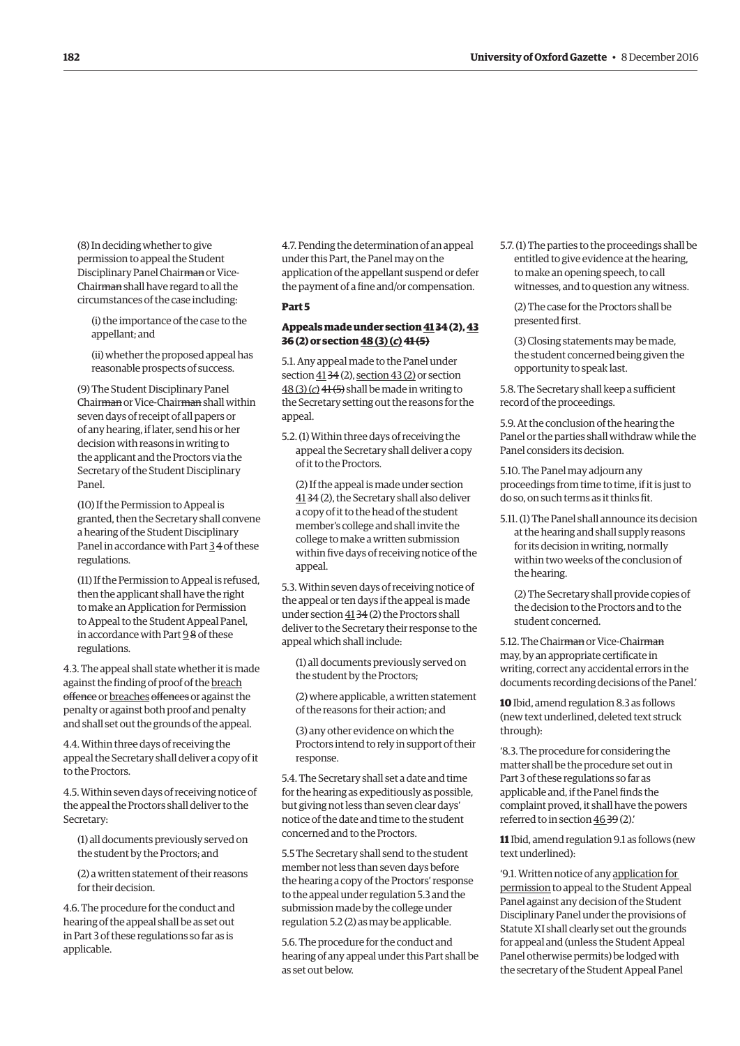(8) In deciding whether to give permission to appeal the Student Disciplinary Panel Chair~~man~~ or Vice-Chair~~man~~ shall have regard to all the circumstances of the case including:

(i) the importance of the case to the appellant; and

(ii) whether the proposed appeal has reasonable prospects of success.

(9) The Student Disciplinary Panel Chair~~man~~ or Vice-Chair~~man~~ shall within seven days of receipt of all papers or of any hearing, if later, send his or her decision with reasons in writing to the applicant and the Proctors via the Secretary of the Student Disciplinary Panel.

(10) If the Permission to Appeal is granted, then the Secretary shall convene a hearing of the Student Disciplinary Panel in accordance with Part <u>3</u> ~~4~~ of these regulations.

(11) If the Permission to Appeal is refused, then the applicant shall have the right to make an Application for Permission to Appeal to the Student Appeal Panel, in accordance with Part <u>9</u> ~~8~~ of these regulations.

4.3. The appeal shall state whether it is made against the finding of proof of the <u>breach</u> ~~offence~~ or <u>breaches</u> ~~offences~~ or against the penalty or against both proof and penalty and shall set out the grounds of the appeal.

4.4. Within three days of receiving the appeal the Secretary shall deliver a copy of it to the Proctors.

4.5. Within seven days of receiving notice of the appeal the Proctors shall deliver to the Secretary:

(1) all documents previously served on the student by the Proctors; and

(2) a written statement of their reasons for their decision.

4.6. The procedure for the conduct and hearing of the appeal shall be as set out in Part 3 of these regulations so far as is applicable.

4.7. Pending the determination of an appeal under this Part, the Panel may on the application of the appellant suspend or defer the payment of a fine and/or compensation.

**Part 5**

**Appeals made under section <u>41</u> ~~34~~ (2), <u>43 36 (2)</u> or section <u>48 (3) (*c*)</u> ~~41 (5)~~**

5.1. Any appeal made to the Panel under section <u>41</u> ~~34~~ (2), <u>section 43 (2)</u> or section <u>48 (3) (*c*)</u> ~~41 (5)~~ shall be made in writing to the Secretary setting out the reasons for the appeal.

5.2. (1) Within three days of receiving the appeal the Secretary shall deliver a copy of it to the Proctors.

(2) If the appeal is made under section <u>41</u> ~~34~~ (2), the Secretary shall also deliver a copy of it to the head of the student member's college and shall invite the college to make a written submission within five days of receiving notice of the appeal.

5.3. Within seven days of receiving notice of the appeal or ten days if the appeal is made under section <u>41</u> ~~34~~ (2) the Proctors shall deliver to the Secretary their response to the appeal which shall include:

(1) all documents previously served on the student by the Proctors;

(2) where applicable, a written statement of the reasons for their action; and

(3) any other evidence on which the Proctors intend to rely in support of their response.

5.4. The Secretary shall set a date and time for the hearing as expeditiously as possible, but giving not less than seven clear days' notice of the date and time to the student concerned and to the Proctors.

5.5 The Secretary shall send to the student member not less than seven days before the hearing a copy of the Proctors' response to the appeal under regulation 5.3 and the submission made by the college under regulation 5.2 (2) as may be applicable.

5.6. The procedure for the conduct and hearing of any appeal under this Part shall be as set out below.

5.7. (1) The parties to the proceedings shall be entitled to give evidence at the hearing, to make an opening speech, to call witnesses, and to question any witness.

(2) The case for the Proctors shall be presented first.

(3) Closing statements may be made, the student concerned being given the opportunity to speak last.

5.8. The Secretary shall keep a sufficient record of the proceedings.

5.9. At the conclusion of the hearing the Panel or the parties shall withdraw while the Panel considers its decision.

5.10. The Panel may adjourn any proceedings from time to time, if it is just to do so, on such terms as it thinks fit.

5.11. (1) The Panel shall announce its decision at the hearing and shall supply reasons for its decision in writing, normally within two weeks of the conclusion of the hearing.

(2) The Secretary shall provide copies of the decision to the Proctors and to the student concerned.

5.12. The Chair~~man~~ or Vice-Chair~~man~~ may, by an appropriate certificate in writing, correct any accidental errors in the documents recording decisions of the Panel.'

**10** Ibid, amend regulation 8.3 as follows (new text underlined, deleted text struck through):

'8.3. The procedure for considering the matter shall be the procedure set out in Part 3 of these regulations so far as applicable and, if the Panel finds the complaint proved, it shall have the powers referred to in section <u>46</u> ~~39~~ (2).'

**11** Ibid, amend regulation 9.1 as follows (new text underlined):

'9.1. Written notice of any <u>application for permission</u> to appeal to the Student Appeal Panel against any decision of the Student Disciplinary Panel under the provisions of Statute XI shall clearly set out the grounds for appeal and (unless the Student Appeal Panel otherwise permits) be lodged with the secretary of the Student Appeal Panel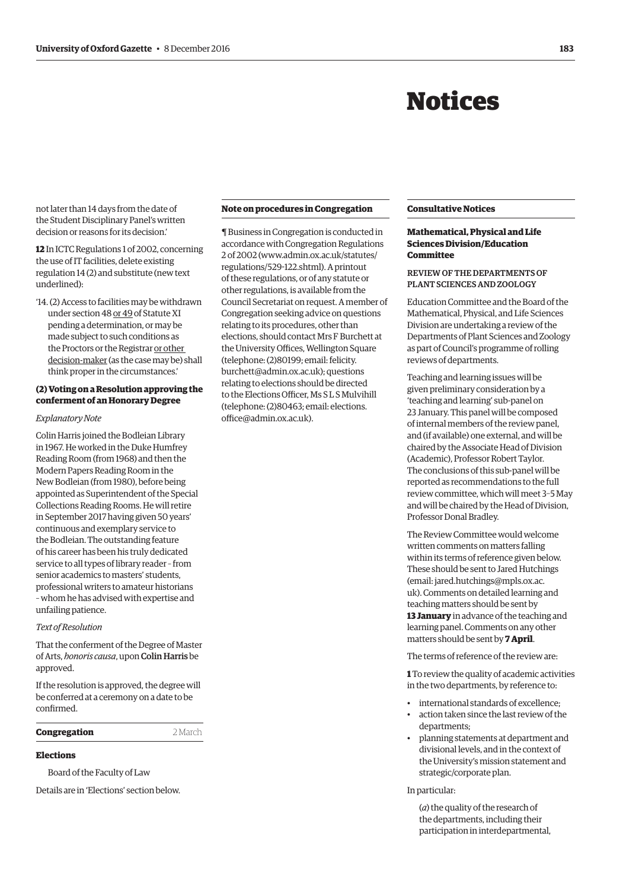# Notices

not later than 14 days from the date of the Student Disciplinary Panel's written decision or reasons for its decision.'

**12** In ICTC Regulations 1 of 2002, concerning the use of IT facilities, delete existing regulation 14 (2) and substitute (new text underlined):

'14. (2) Access to facilities may be withdrawn under section 48 <u>or 49</u> of Statute XI pending a determination, or may be made subject to such conditions as the Proctors or the Registrar <u>or other decision-maker</u> (as the case may be) shall think proper in the circumstances.'

**(2) Voting on a Resolution approving the conferment of an Honorary Degree**

*Explanatory Note*

Colin Harris joined the Bodleian Library in 1967. He worked in the Duke Humfrey Reading Room (from 1968) and then the Modern Papers Reading Room in the New Bodleian (from 1980), before being appointed as Superintendent of the Special Collections Reading Rooms. He will retire in September 2017 having given 50 years' continuous and exemplary service to the Bodleian. The outstanding feature of his career has been his truly dedicated service to all types of library reader – from senior academics to masters' students, professional writers to amateur historians – whom he has advised with expertise and unfailing patience.

*Text of Resolution*

That the conferment of the Degree of Master of Arts, *honoris causa*, upon **Colin Harris** be approved.

If the resolution is approved, the degree will be conferred at a ceremony on a date to be confirmed.

**Congregation** 2 March

**Elections**

Board of the Faculty of Law

Details are in 'Elections' section below.

**Note on procedures in Congregation**

¶ Business in Congregation is conducted in accordance with Congregation Regulations 2 of 2002 (www.admin.ox.ac.uk/statutes/regulations/529-122.shtml). A printout of these regulations, or of any statute or other regulations, is available from the Council Secretariat on request. A member of Congregation seeking advice on questions relating to its procedures, other than elections, should contact Mrs F Burchett at the University Offices, Wellington Square (telephone: (2)80199; email: felicity.burchett@admin.ox.ac.uk); questions relating to elections should be directed to the Elections Officer, Ms S L S Mulvihill (telephone: (2)80463; email: elections.office@admin.ox.ac.uk).

## Consultative Notices

### Mathematical, Physical and Life Sciences Division/Education Committee

REVIEW OF THE DEPARTMENTS OF PLANT SCIENCES AND ZOOLOGY

Education Committee and the Board of the Mathematical, Physical, and Life Sciences Division are undertaking a review of the Departments of Plant Sciences and Zoology as part of Council's programme of rolling reviews of departments.

Teaching and learning issues will be given preliminary consideration by a 'teaching and learning' sub-panel on 23 January. This panel will be composed of internal members of the review panel, and (if available) one external, and will be chaired by the Associate Head of Division (Academic), Professor Robert Taylor. The conclusions of this sub-panel will be reported as recommendations to the full review committee, which will meet 3–5 May and will be chaired by the Head of Division, Professor Donal Bradley.

The Review Committee would welcome written comments on matters falling within its terms of reference given below. These should be sent to Jared Hutchings (email: jared.hutchings@mpls.ox.ac.uk). Comments on detailed learning and teaching matters should be sent by **13 January** in advance of the teaching and learning panel. Comments on any other matters should be sent by **7 April**.

The terms of reference of the review are:

**1** To review the quality of academic activities in the two departments, by reference to:

- international standards of excellence;
- action taken since the last review of the departments;
- planning statements at department and divisional levels, and in the context of the University's mission statement and strategic/corporate plan.

In particular:

(*a*) the quality of the research of the departments, including their participation in interdepartmental,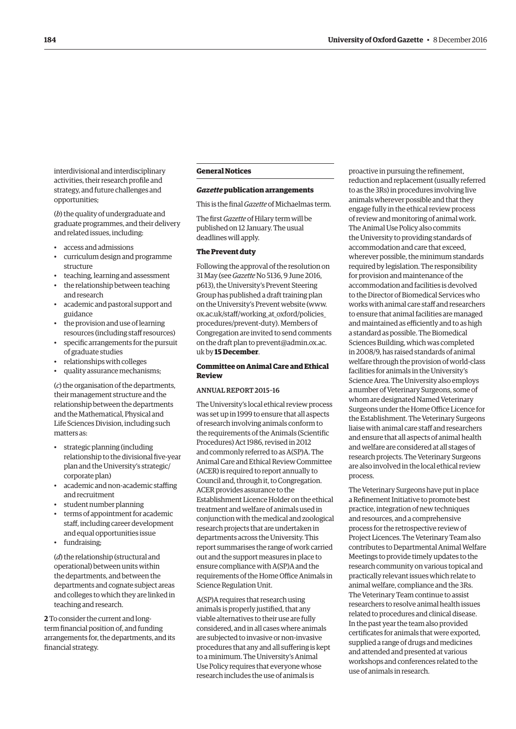interdivisional and interdisciplinary activities, their research profile and strategy, and future challenges and opportunities;

(*b*) the quality of undergraduate and graduate programmes, and their delivery and related issues, including:

- access and admissions
- curriculum design and programme structure
- teaching, learning and assessment
- the relationship between teaching and research
- academic and pastoral support and guidance
- the provision and use of learning resources (including staff resources)
- specific arrangements for the pursuit of graduate studies
- relationships with colleges
- quality assurance mechanisms;

(*c*) the organisation of the departments, their management structure and the relationship between the departments and the Mathematical, Physical and Life Sciences Division, including such matters as:

- strategic planning (including relationship to the divisional five-year plan and the University's strategic/corporate plan)
- academic and non-academic staffing and recruitment
- student number planning
- terms of appointment for academic staff, including career development and equal opportunities issue
- fundraising;

(*d*) the relationship (structural and operational) between units within the departments, and between the departments and cognate subject areas and colleges to which they are linked in teaching and research.

**2** To consider the current and long-term financial position of, and funding arrangements for, the departments, and its financial strategy.

## General Notices

### *Gazette* publication arrangements

This is the final *Gazette* of Michaelmas term.

The first *Gazette* of Hilary term will be published on 12 January. The usual deadlines will apply.

### The Prevent duty

Following the approval of the resolution on 31 May (see *Gazette* No 5136, 9 June 2016, p613), the University's Prevent Steering Group has published a draft training plan on the University's Prevent website (www.ox.ac.uk/staff/working_at_oxford/policies_procedures/prevent-duty). Members of Congregation are invited to send comments on the draft plan to prevent@admin.ox.ac.uk by **15 December**.

### Committee on Animal Care and Ethical Review

#### ANNUAL REPORT 2015–16

The University's local ethical review process was set up in 1999 to ensure that all aspects of research involving animals conform to the requirements of the Animals (Scientific Procedures) Act 1986, revised in 2012 and commonly referred to as A(SP)A. The Animal Care and Ethical Review Committee (ACER) is required to report annually to Council and, through it, to Congregation. ACER provides assurance to the Establishment Licence Holder on the ethical treatment and welfare of animals used in conjunction with the medical and zoological research projects that are undertaken in departments across the University. This report summarises the range of work carried out and the support measures in place to ensure compliance with A(SP)A and the requirements of the Home Office Animals in Science Regulation Unit.

A(SP)A requires that research using animals is properly justified, that any viable alternatives to their use are fully considered, and in all cases where animals are subjected to invasive or non-invasive procedures that any and all suffering is kept to a minimum. The University's Animal Use Policy requires that everyone whose research includes the use of animals is proactive in pursuing the refinement, reduction and replacement (usually referred to as the 3Rs) in procedures involving live animals wherever possible and that they engage fully in the ethical review process of review and monitoring of animal work. The Animal Use Policy also commits the University to providing standards of accommodation and care that exceed, wherever possible, the minimum standards required by legislation. The responsibility for provision and maintenance of the accommodation and facilities is devolved to the Director of Biomedical Services who works with animal care staff and researchers to ensure that animal facilities are managed and maintained as efficiently and to as high a standard as possible. The Biomedical Sciences Building, which was completed in 2008/9, has raised standards of animal welfare through the provision of world-class facilities for animals in the University's Science Area. The University also employs a number of Veterinary Surgeons, some of whom are designated Named Veterinary Surgeons under the Home Office Licence for the Establishment. The Veterinary Surgeons liaise with animal care staff and researchers and ensure that all aspects of animal health and welfare are considered at all stages of research projects. The Veterinary Surgeons are also involved in the local ethical review process.

The Veterinary Surgeons have put in place a Refinement Initiative to promote best practice, integration of new techniques and resources, and a comprehensive process for the retrospective review of Project Licences. The Veterinary Team also contributes to Departmental Animal Welfare Meetings to provide timely updates to the research community on various topical and practically relevant issues which relate to animal welfare, compliance and the 3Rs. The Veterinary Team continue to assist researchers to resolve animal health issues related to procedures and clinical disease. In the past year the team also provided certificates for animals that were exported, supplied a range of drugs and medicines and attended and presented at various workshops and conferences related to the use of animals in research.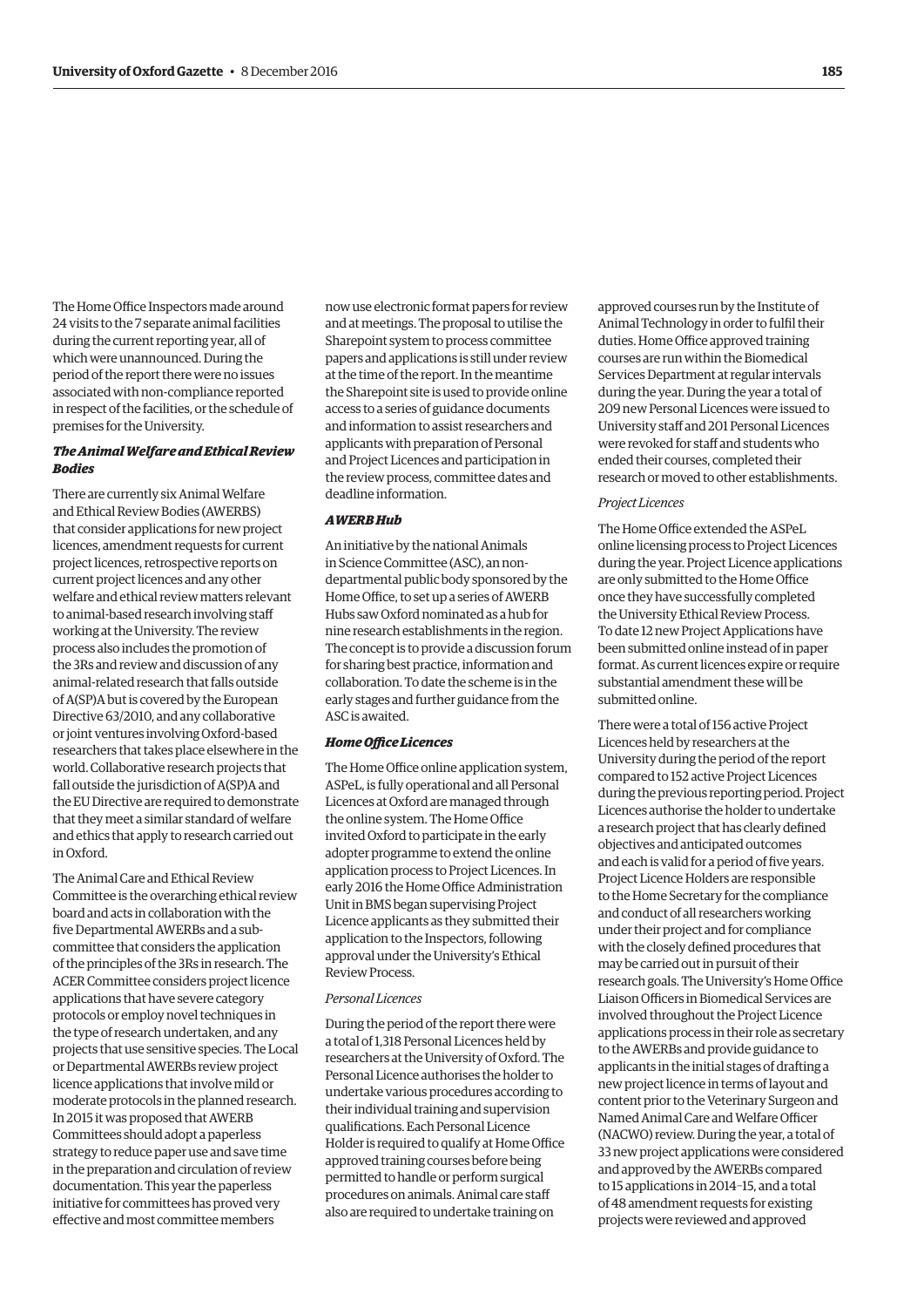The Home Office Inspectors made around 24 visits to the 7 separate animal facilities during the current reporting year, all of which were unannounced. During the period of the report there were no issues associated with non-compliance reported in respect of the facilities, or the schedule of premises for the University.

***The Animal Welfare and Ethical Review Bodies***

There are currently six Animal Welfare and Ethical Review Bodies (AWERBS) that consider applications for new project licences, amendment requests for current project licences, retrospective reports on current project licences and any other welfare and ethical review matters relevant to animal-based research involving staff working at the University. The review process also includes the promotion of the 3Rs and review and discussion of any animal-related research that falls outside of A(SP)A but is covered by the European Directive 63/2010, and any collaborative or joint ventures involving Oxford-based researchers that takes place elsewhere in the world. Collaborative research projects that fall outside the jurisdiction of A(SP)A and the EU Directive are required to demonstrate that they meet a similar standard of welfare and ethics that apply to research carried out in Oxford.

The Animal Care and Ethical Review Committee is the overarching ethical review board and acts in collaboration with the five Departmental AWERBs and a sub-committee that considers the application of the principles of the 3Rs in research. The ACER Committee considers project licence applications that have severe category protocols or employ novel techniques in the type of research undertaken, and any projects that use sensitive species. The Local or Departmental AWERBs review project licence applications that involve mild or moderate protocols in the planned research. In 2015 it was proposed that AWERB Committees should adopt a paperless strategy to reduce paper use and save time in the preparation and circulation of review documentation. This year the paperless initiative for committees has proved very effective and most committee members now use electronic format papers for review and at meetings. The proposal to utilise the Sharepoint system to process committee papers and applications is still under review at the time of the report. In the meantime the Sharepoint site is used to provide online access to a series of guidance documents and information to assist researchers and applicants with preparation of Personal and Project Licences and participation in the review process, committee dates and deadline information.

***AWERB Hub***

An initiative by the national Animals in Science Committee (ASC), an non-departmental public body sponsored by the Home Office, to set up a series of AWERB Hubs saw Oxford nominated as a hub for nine research establishments in the region. The concept is to provide a discussion forum for sharing best practice, information and collaboration. To date the scheme is in the early stages and further guidance from the ASC is awaited.

***Home Office Licences***

The Home Office online application system, ASPeL, is fully operational and all Personal Licences at Oxford are managed through the online system. The Home Office invited Oxford to participate in the early adopter programme to extend the online application process to Project Licences. In early 2016 the Home Office Administration Unit in BMS began supervising Project Licence applicants as they submitted their application to the Inspectors, following approval under the University's Ethical Review Process.

*Personal Licences*

During the period of the report there were a total of 1,318 Personal Licences held by researchers at the University of Oxford. The Personal Licence authorises the holder to undertake various procedures according to their individual training and supervision qualifications. Each Personal Licence Holder is required to qualify at Home Office approved training courses before being permitted to handle or perform surgical procedures on animals. Animal care staff also are required to undertake training on approved courses run by the Institute of Animal Technology in order to fulfil their duties. Home Office approved training courses are run within the Biomedical Services Department at regular intervals during the year. During the year a total of 209 new Personal Licences were issued to University staff and 201 Personal Licences were revoked for staff and students who ended their courses, completed their research or moved to other establishments.

*Project Licences*

The Home Office extended the ASPeL online licensing process to Project Licences during the year. Project Licence applications are only submitted to the Home Office once they have successfully completed the University Ethical Review Process. To date 12 new Project Applications have been submitted online instead of in paper format. As current licences expire or require substantial amendment these will be submitted online.

There were a total of 156 active Project Licences held by researchers at the University during the period of the report compared to 152 active Project Licences during the previous reporting period. Project Licences authorise the holder to undertake a research project that has clearly defined objectives and anticipated outcomes and each is valid for a period of five years. Project Licence Holders are responsible to the Home Secretary for the compliance and conduct of all researchers working under their project and for compliance with the closely defined procedures that may be carried out in pursuit of their research goals. The University's Home Office Liaison Officers in Biomedical Services are involved throughout the Project Licence applications process in their role as secretary to the AWERBs and provide guidance to applicants in the initial stages of drafting a new project licence in terms of layout and content prior to the Veterinary Surgeon and Named Animal Care and Welfare Officer (NACWO) review. During the year, a total of 33 new project applications were considered and approved by the AWERBs compared to 15 applications in 2014–15, and a total of 48 amendment requests for existing projects were reviewed and approved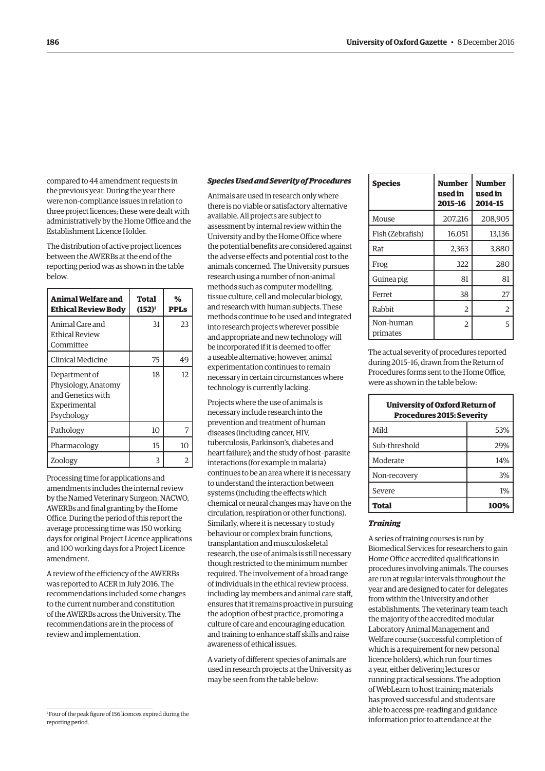compared to 44 amendment requests in the previous year. During the year there were non-compliance issues in relation to three project licences; these were dealt with administratively by the Home Office and the Establishment Licence Holder.

The distribution of active project licences between the AWERBs at the end of the reporting period was as shown in the table below.

| Animal Welfare and Ethical Review Body | Total (152)[1] | % PPLs |
|---|---|---|
| Animal Care and Ethical Review Committee | 31 | 23 |
| Clinical Medicine | 75 | 49 |
| Department of Physiology, Anatomy and Genetics with Experimental Psychology | 18 | 12 |
| Pathology | 10 | 7 |
| Pharmacology | 15 | 10 |
| Zoology | 3 | 2 |

Processing time for applications and amendments includes the internal review by the Named Veterinary Surgeon, NACWO, AWERBs and final granting by the Home Office. During the period of this report the average processing time was 150 working days for original Project Licence applications and 100 working days for a Project Licence amendment.

A review of the efficiency of the AWERBs was reported to ACER in July 2016. The recommendations included some changes to the current number and constitution of the AWERBs across the University. The recommendations are in the process of review and implementation.

### *Species Used and Severity of Procedures*

Animals are used in research only where there is no viable or satisfactory alternative available. All projects are subject to assessment by internal review within the University and by the Home Office where the potential benefits are considered against the adverse effects and potential cost to the animals concerned. The University pursues research using a number of non-animal methods such as computer modelling, tissue culture, cell and molecular biology, and research with human subjects. These methods continue to be used and integrated into research projects wherever possible and appropriate and new technology will be incorporated if it is deemed to offer a useable alternative; however, animal experimentation continues to remain necessary in certain circumstances where technology is currently lacking.

Projects where the use of animals is necessary include research into the prevention and treatment of human diseases (including cancer, HIV, tuberculosis, Parkinson's, diabetes and heart failure); and the study of host–parasite interactions (for example in malaria) continues to be an area where it is necessary to understand the interaction between systems (including the effects which chemical or neural changes may have on the circulation, respiration or other functions). Similarly, where it is necessary to study behaviour or complex brain functions, transplantation and musculoskeletal research, the use of animals is still necessary though restricted to the minimum number required. The involvement of a broad range of individuals in the ethical review process, including lay members and animal care staff, ensures that it remains proactive in pursuing the adoption of best practice, promoting a culture of care and encouraging education and training to enhance staff skills and raise awareness of ethical issues.

A variety of different species of animals are used in research projects at the University as may be seen from the table below:

| Species | Number used in 2015–16 | Number used in 2014–15 |
|---|---|---|
| Mouse | 207,216 | 208,905 |
| Fish (Zebrafish) | 16,051 | 13,136 |
| Rat | 2,363 | 3,880 |
| Frog | 322 | 280 |
| Guinea pig | 81 | 81 |
| Ferret | 38 | 27 |
| Rabbit | 2 | 2 |
| Non-human primates | 2 | 5 |

The actual severity of procedures reported during 2015–16, drawn from the Return of Procedures forms sent to the Home Office, were as shown in the table below:

| University of Oxford Return of Procedures 2015: Severity | |
|---|---|
| Mild | 53% |
| Sub-threshold | 29% |
| Moderate | 14% |
| Non-recovery | 3% |
| Severe | 1% |
| **Total** | **100%** |

### *Training*

A series of training courses is run by Biomedical Services for researchers to gain Home Office accredited qualifications in procedures involving animals. The courses are run at regular intervals throughout the year and are designed to cater for delegates from within the University and other establishments. The veterinary team teach the majority of the accredited modular Laboratory Animal Management and Welfare course (successful completion of which is a requirement for new personal licence holders), which run four times a year, either delivering lectures or running practical sessions. The adoption of WebLearn to host training materials has proved successful and students are able to access pre-reading and guidance information prior to attendance at the

[1] Four of the peak figure of 156 licences expired during the reporting period.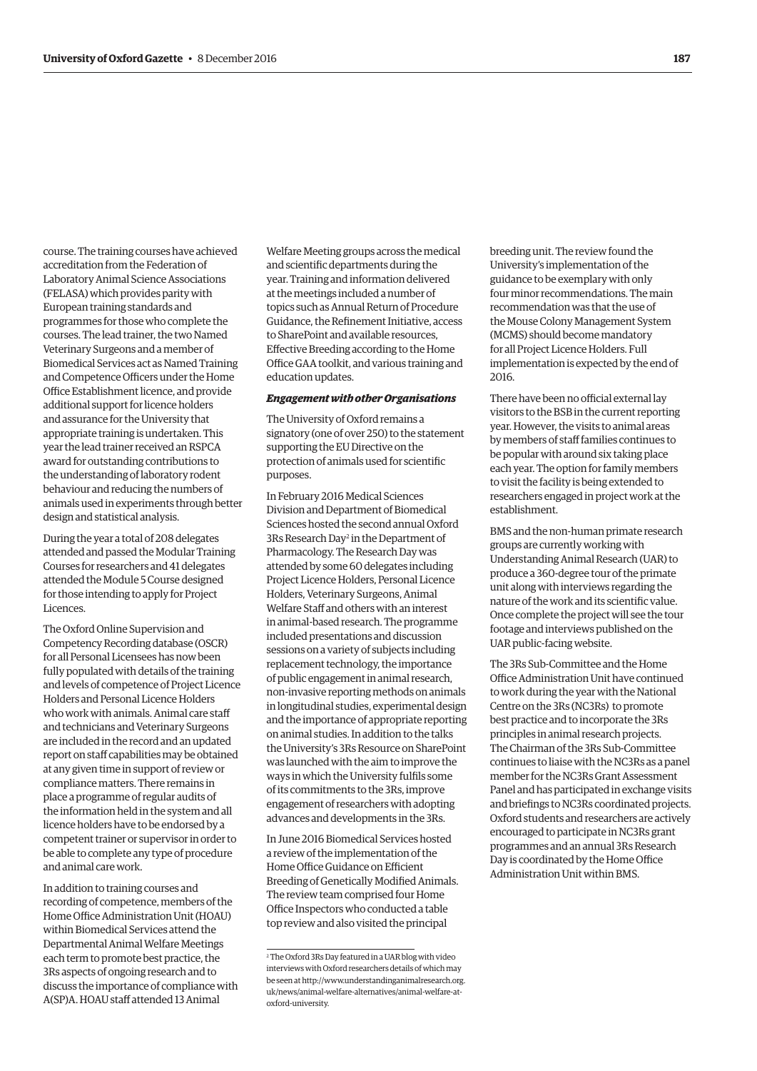course. The training courses have achieved accreditation from the Federation of Laboratory Animal Science Associations (FELASA) which provides parity with European training standards and programmes for those who complete the courses. The lead trainer, the two Named Veterinary Surgeons and a member of Biomedical Services act as Named Training and Competence Officers under the Home Office Establishment licence, and provide additional support for licence holders and assurance for the University that appropriate training is undertaken. This year the lead trainer received an RSPCA award for outstanding contributions to the understanding of laboratory rodent behaviour and reducing the numbers of animals used in experiments through better design and statistical analysis.

During the year a total of 208 delegates attended and passed the Modular Training Courses for researchers and 41 delegates attended the Module 5 Course designed for those intending to apply for Project Licences.

The Oxford Online Supervision and Competency Recording database (OSCR) for all Personal Licensees has now been fully populated with details of the training and levels of competence of Project Licence Holders and Personal Licence Holders who work with animals. Animal care staff and technicians and Veterinary Surgeons are included in the record and an updated report on staff capabilities may be obtained at any given time in support of review or compliance matters. There remains in place a programme of regular audits of the information held in the system and all licence holders have to be endorsed by a competent trainer or supervisor in order to be able to complete any type of procedure and animal care work.

In addition to training courses and recording of competence, members of the Home Office Administration Unit (HOAU) within Biomedical Services attend the Departmental Animal Welfare Meetings each term to promote best practice, the 3Rs aspects of ongoing research and to discuss the importance of compliance with A(SP)A. HOAU staff attended 13 Animal Welfare Meeting groups across the medical and scientific departments during the year. Training and information delivered at the meetings included a number of topics such as Annual Return of Procedure Guidance, the Refinement Initiative, access to SharePoint and available resources, Effective Breeding according to the Home Office GAA toolkit, and various training and education updates.

***Engagement with other Organisations***

The University of Oxford remains a signatory (one of over 250) to the statement supporting the EU Directive on the protection of animals used for scientific purposes.

In February 2016 Medical Sciences Division and Department of Biomedical Sciences hosted the second annual Oxford 3Rs Research Day[2] in the Department of Pharmacology. The Research Day was attended by some 60 delegates including Project Licence Holders, Personal Licence Holders, Veterinary Surgeons, Animal Welfare Staff and others with an interest in animal-based research. The programme included presentations and discussion sessions on a variety of subjects including replacement technology, the importance of public engagement in animal research, non-invasive reporting methods on animals in longitudinal studies, experimental design and the importance of appropriate reporting on animal studies. In addition to the talks the University's 3Rs Resource on SharePoint was launched with the aim to improve the ways in which the University fulfils some of its commitments to the 3Rs, improve engagement of researchers with adopting advances and developments in the 3Rs.

In June 2016 Biomedical Services hosted a review of the implementation of the Home Office Guidance on Efficient Breeding of Genetically Modified Animals. The review team comprised four Home Office Inspectors who conducted a table top review and also visited the principal breeding unit. The review found the University's implementation of the guidance to be exemplary with only four minor recommendations. The main recommendation was that the use of the Mouse Colony Management System (MCMS) should become mandatory for all Project Licence Holders. Full implementation is expected by the end of 2016.

There have been no official external lay visitors to the BSB in the current reporting year. However, the visits to animal areas by members of staff families continues to be popular with around six taking place each year. The option for family members to visit the facility is being extended to researchers engaged in project work at the establishment.

BMS and the non-human primate research groups are currently working with Understanding Animal Research (UAR) to produce a 360-degree tour of the primate unit along with interviews regarding the nature of the work and its scientific value. Once complete the project will see the tour footage and interviews published on the UAR public-facing website.

The 3Rs Sub-Committee and the Home Office Administration Unit have continued to work during the year with the National Centre on the 3Rs (NC3Rs) to promote best practice and to incorporate the 3Rs principles in animal research projects. The Chairman of the 3Rs Sub-Committee continues to liaise with the NC3Rs as a panel member for the NC3Rs Grant Assessment Panel and has participated in exchange visits and briefings to NC3Rs coordinated projects. Oxford students and researchers are actively encouraged to participate in NC3Rs grant programmes and an annual 3Rs Research Day is coordinated by the Home Office Administration Unit within BMS.

---

[2] The Oxford 3Rs Day featured in a UAR blog with video interviews with Oxford researchers details of which may be seen at http://www.understandinganimalresearch.org.uk/news/animal-welfare-alternatives/animal-welfare-at-oxford-university.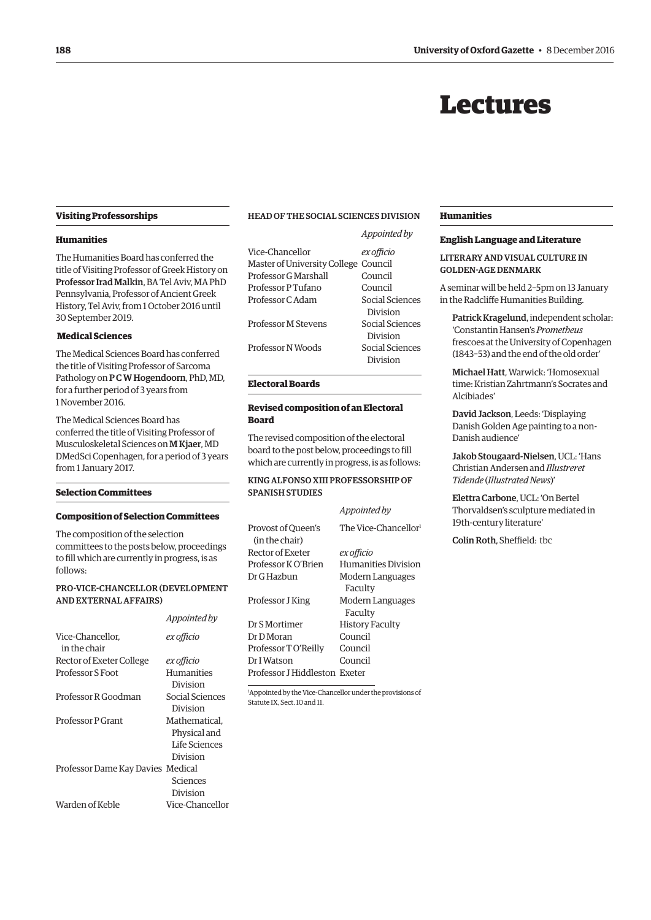# Lectures

## Visiting Professorships

### Humanities

The Humanities Board has conferred the title of Visiting Professor of Greek History on **Professor Irad Malkin**, BA Tel Aviv, MA PhD Pennsylvania, Professor of Ancient Greek History, Tel Aviv, from 1 October 2016 until 30 September 2019.

### Medical Sciences

The Medical Sciences Board has conferred the title of Visiting Professor of Sarcoma Pathology on **P C W Hogendoorn**, PhD, MD, for a further period of 3 years from 1 November 2016.

The Medical Sciences Board has conferred the title of Visiting Professor of Musculoskeletal Sciences on **M Kjaer**, MD DMedSci Copenhagen, for a period of 3 years from 1 January 2017.

## Selection Committees

### Composition of Selection Committees

The composition of the selection committees to the posts below, proceedings to fill which are currently in progress, is as follows:

#### PRO-VICE-CHANCELLOR (DEVELOPMENT AND EXTERNAL AFFAIRS)

| | *Appointed by* |
|---|---|
| Vice-Chancellor, in the chair | *ex officio* |
| Rector of Exeter College | *ex officio* |
| Professor S Foot | Humanities Division |
| Professor R Goodman | Social Sciences Division |
| Professor P Grant | Mathematical, Physical and Life Sciences Division |
| Professor Dame Kay Davies | Medical Sciences Division |
| Warden of Keble | Vice-Chancellor |

#### HEAD OF THE SOCIAL SCIENCES DIVISION

| | *Appointed by* |
|---|---|
| Vice-Chancellor | *ex officio* |
| Master of University College | Council |
| Professor G Marshall | Council |
| Professor P Tufano | Council |
| Professor C Adam | Social Sciences Division |
| Professor M Stevens | Social Sciences Division |
| Professor N Woods | Social Sciences Division |

## Electoral Boards

### Revised composition of an Electoral Board

The revised composition of the electoral board to the post below, proceedings to fill which are currently in progress, is as follows:

#### KING ALFONSO XIII PROFESSORSHIP OF SPANISH STUDIES

| | *Appointed by* |
|---|---|
| Provost of Queen's (in the chair) | The Vice-Chancellor[1] |
| Rector of Exeter | *ex officio* |
| Professor K O'Brien | Humanities Division |
| Dr G Hazbun | Modern Languages Faculty |
| Professor J King | Modern Languages Faculty |
| Dr S Mortimer | History Faculty |
| Dr D Moran | Council |
| Professor T O'Reilly | Council |
| Dr I Watson | Council |
| Professor J Hiddleston | Exeter |

[1] Appointed by the Vice-Chancellor under the provisions of Statute IX, Sect. 10 and 11.

## Humanities

### English Language and Literature

#### LITERARY AND VISUAL CULTURE IN GOLDEN-AGE DENMARK

A seminar will be held 2–5pm on 13 January in the Radcliffe Humanities Building.

**Patrick Kragelund**, independent scholar: 'Constantin Hansen's *Prometheus* frescoes at the University of Copenhagen (1843–53) and the end of the old order'

**Michael Hatt**, Warwick: 'Homosexual time: Kristian Zahrtmann's Socrates and Alcibiades'

**David Jackson**, Leeds: 'Displaying Danish Golden Age painting to a non-Danish audience'

**Jakob Stougaard-Nielsen**, UCL: 'Hans Christian Andersen and *Illustreret Tidende* (*Illustrated News*)'

**Elettra Carbone**, UCL: 'On Bertel Thorvaldsen's sculpture mediated in 19th-century literature'

**Colin Roth**, Sheffield: tbc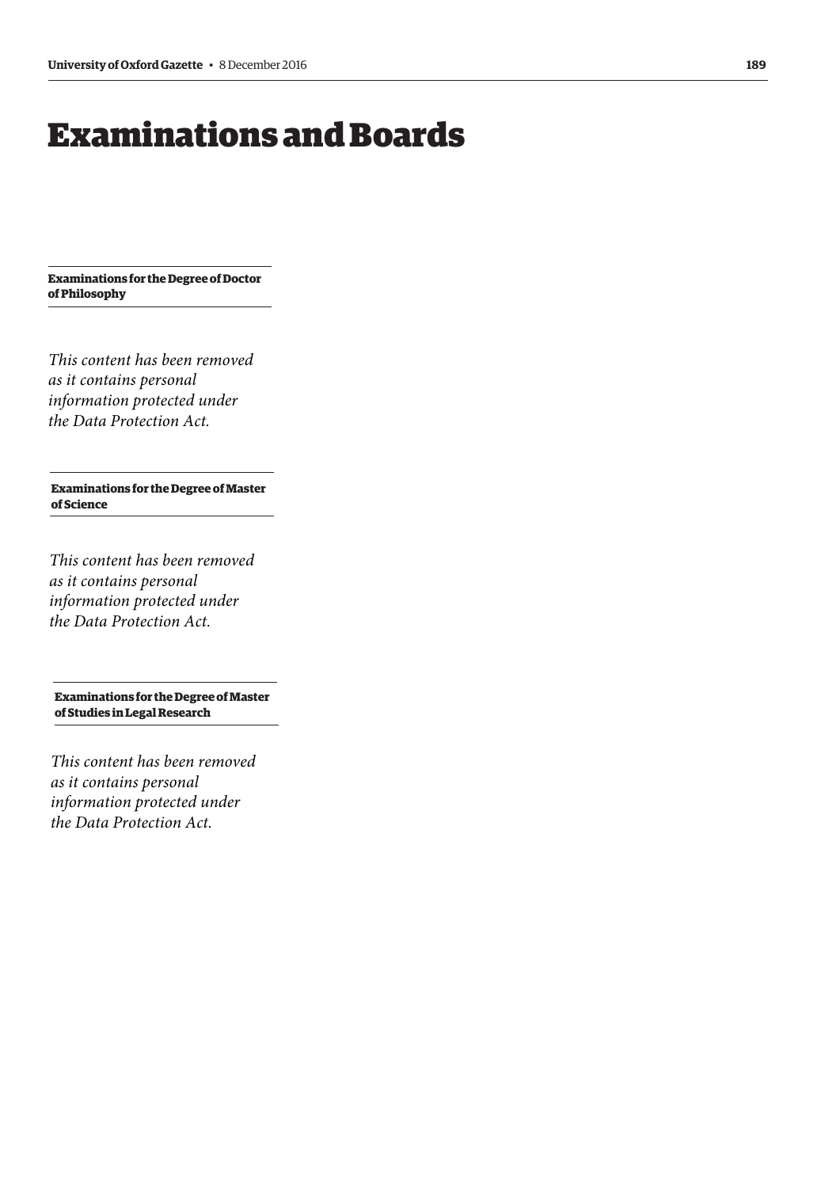# Examinations and Boards

### Examinations for the Degree of Doctor of Philosophy

*This content has been removed as it contains personal information protected under the Data Protection Act.*

### Examinations for the Degree of Master of Science

*This content has been removed as it contains personal information protected under the Data Protection Act.*

### Examinations for the Degree of Master of Studies in Legal Research

*This content has been removed as it contains personal information protected under the Data Protection Act.*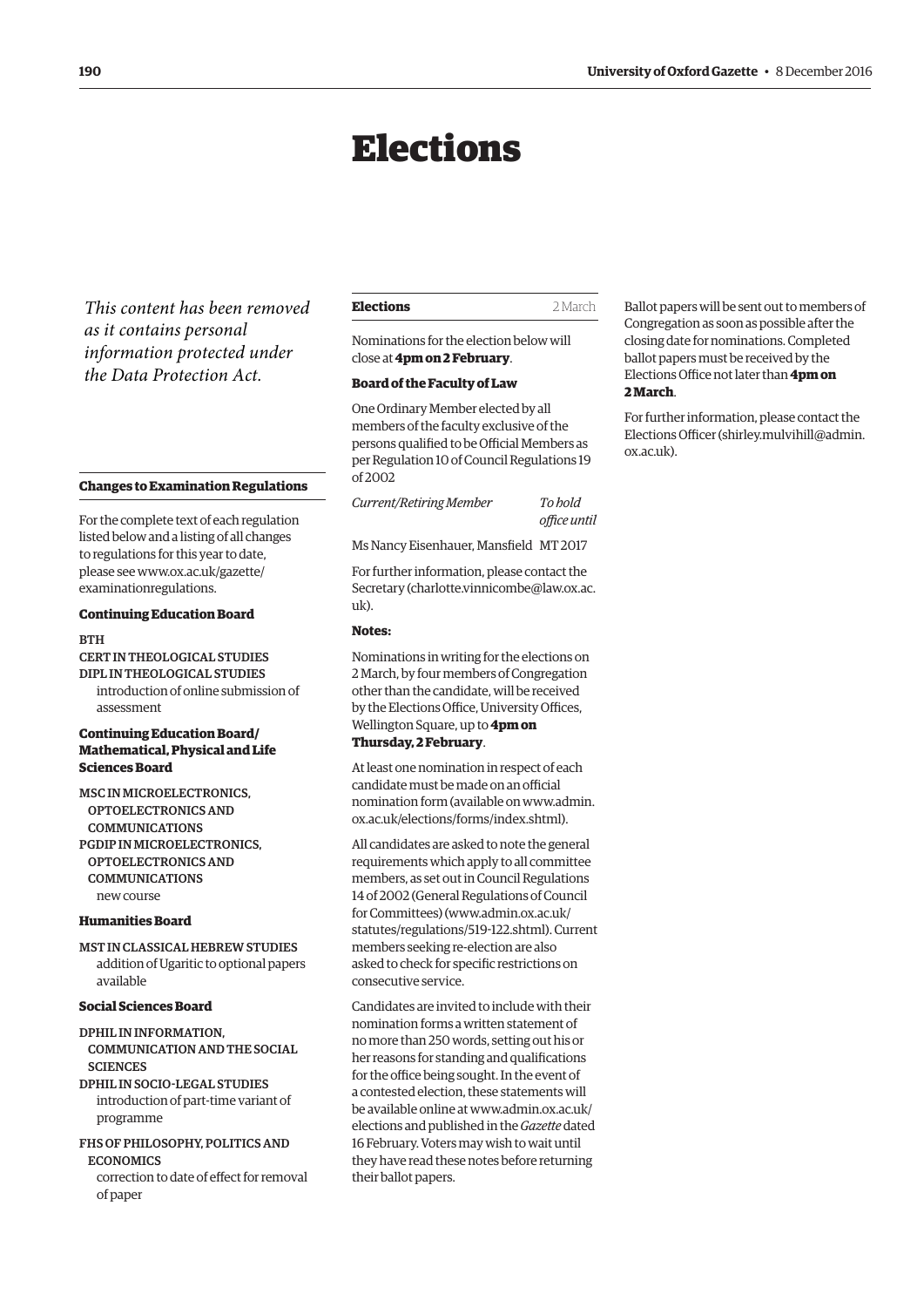# Elections

*This content has been removed as it contains personal information protected under the Data Protection Act.*

## Changes to Examination Regulations

For the complete text of each regulation listed below and a listing of all changes to regulations for this year to date, please see www.ox.ac.uk/gazette/examinationregulations.

### Continuing Education Board

BTH
CERT IN THEOLOGICAL STUDIES
DIPL IN THEOLOGICAL STUDIES
introduction of online submission of assessment

### Continuing Education Board/ Mathematical, Physical and Life Sciences Board

MSC IN MICROELECTRONICS, OPTOELECTRONICS AND COMMUNICATIONS
PGDIP IN MICROELECTRONICS, OPTOELECTRONICS AND COMMUNICATIONS
new course

### Humanities Board

MST IN CLASSICAL HEBREW STUDIES
addition of Ugaritic to optional papers available

### Social Sciences Board

DPHIL IN INFORMATION, COMMUNICATION AND THE SOCIAL SCIENCES
DPHIL IN SOCIO-LEGAL STUDIES
introduction of part-time variant of programme

FHS OF PHILOSOPHY, POLITICS AND ECONOMICS
correction to date of effect for removal of paper

## Elections — 2 March

Nominations for the election below will close at **4pm on 2 February**.

### Board of the Faculty of Law

One Ordinary Member elected by all members of the faculty exclusive of the persons qualified to be Official Members as per Regulation 10 of Council Regulations 19 of 2002

| *Current/Retiring Member* | *To hold office until* |
|---|---|
| Ms Nancy Eisenhauer, Mansfield | MT 2017 |

For further information, please contact the Secretary (charlotte.vinnicombe@law.ox.ac.uk).

### Notes:

Nominations in writing for the elections on 2 March, by four members of Congregation other than the candidate, will be received by the Elections Office, University Offices, Wellington Square, up to **4pm on Thursday, 2 February**.

At least one nomination in respect of each candidate must be made on an official nomination form (available on www.admin.ox.ac.uk/elections/forms/index.shtml).

All candidates are asked to note the general requirements which apply to all committee members, as set out in Council Regulations 14 of 2002 (General Regulations of Council for Committees) (www.admin.ox.ac.uk/statutes/regulations/519-122.shtml). Current members seeking re-election are also asked to check for specific restrictions on consecutive service.

Candidates are invited to include with their nomination forms a written statement of no more than 250 words, setting out his or her reasons for standing and qualifications for the office being sought. In the event of a contested election, these statements will be available online at www.admin.ox.ac.uk/elections and published in the *Gazette* dated 16 February. Voters may wish to wait until they have read these notes before returning their ballot papers.

Ballot papers will be sent out to members of Congregation as soon as possible after the closing date for nominations. Completed ballot papers must be received by the Elections Office not later than **4pm on 2 March**.

For further information, please contact the Elections Officer (shirley.mulvihill@admin.ox.ac.uk).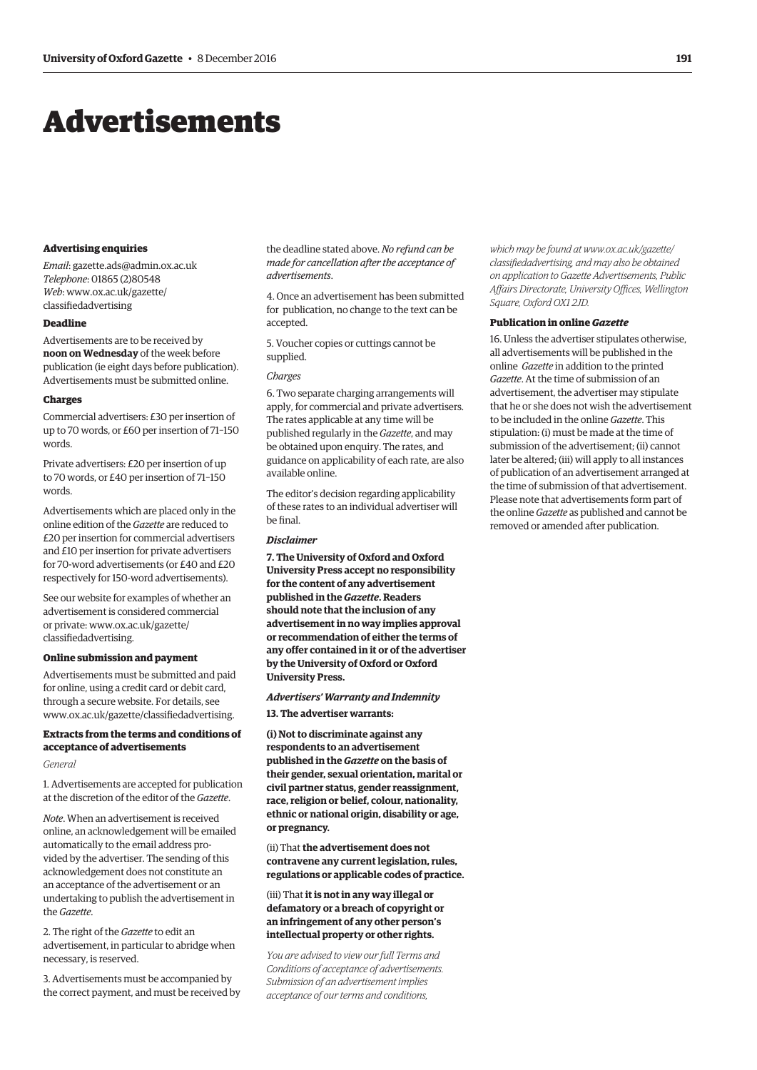# Advertisements

### Advertising enquiries

*Email*: gazette.ads@admin.ox.ac.uk
*Telephone*: 01865 (2)80548
*Web*: www.ox.ac.uk/gazette/classifiedadvertising

### Deadline

Advertisements are to be received by **noon on Wednesday** of the week before publication (ie eight days before publication). Advertisements must be submitted online.

### Charges

Commercial advertisers: £30 per insertion of up to 70 words, or £60 per insertion of 71–150 words.

Private advertisers: £20 per insertion of up to 70 words, or £40 per insertion of 71–150 words.

Advertisements which are placed only in the online edition of the *Gazette* are reduced to £20 per insertion for commercial advertisers and £10 per insertion for private advertisers for 70-word advertisements (or £40 and £20 respectively for 150-word advertisements).

See our website for examples of whether an advertisement is considered commercial or private: www.ox.ac.uk/gazette/classifiedadvertising.

### Online submission and payment

Advertisements must be submitted and paid for online, using a credit card or debit card, through a secure website. For details, see www.ox.ac.uk/gazette/classifiedadvertising.

### Extracts from the terms and conditions of acceptance of advertisements

*General*

1. Advertisements are accepted for publication at the discretion of the editor of the *Gazette*.

*Note*. When an advertisement is received online, an acknowledgement will be emailed automatically to the email address provided by the advertiser. The sending of this acknowledgement does not constitute an an acceptance of the advertisement or an undertaking to publish the advertisement in the *Gazette*.

2. The right of the *Gazette* to edit an advertisement, in particular to abridge when necessary, is reserved.

3. Advertisements must be accompanied by the correct payment, and must be received by the deadline stated above. *No refund can be made for cancellation after the acceptance of advertisements*.

4. Once an advertisement has been submitted for publication, no change to the text can be accepted.

5. Voucher copies or cuttings cannot be supplied.

*Charges*

6. Two separate charging arrangements will apply, for commercial and private advertisers. The rates applicable at any time will be published regularly in the *Gazette*, and may be obtained upon enquiry. The rates, and guidance on applicability of each rate, are also available online.

The editor's decision regarding applicability of these rates to an individual advertiser will be final.

***Disclaimer***

**7. The University of Oxford and Oxford University Press accept no responsibility for the content of any advertisement published in the *Gazette*. Readers should note that the inclusion of any advertisement in no way implies approval or recommendation of either the terms of any offer contained in it or of the advertiser by the University of Oxford or Oxford University Press.**

***Advertisers' Warranty and Indemnity***

**13. The advertiser warrants:**

**(i) Not to discriminate against any respondents to an advertisement published in the *Gazette* on the basis of their gender, sexual orientation, marital or civil partner status, gender reassignment, race, religion or belief, colour, nationality, ethnic or national origin, disability or age, or pregnancy.**

(ii) That **the advertisement does not contravene any current legislation, rules, regulations or applicable codes of practice.**

(iii) That **it is not in any way illegal or defamatory or a breach of copyright or an infringement of any other person's intellectual property or other rights.**

*You are advised to view our full Terms and Conditions of acceptance of advertisements. Submission of an advertisement implies acceptance of our terms and conditions, which may be found at www.ox.ac.uk/gazette/classifiedadvertising, and may also be obtained on application to Gazette Advertisements, Public Affairs Directorate, University Offices, Wellington Square, Oxford OX1 2JD.*

### Publication in online *Gazette*

16. Unless the advertiser stipulates otherwise, all advertisements will be published in the online *Gazette* in addition to the printed *Gazette*. At the time of submission of an advertisement, the advertiser may stipulate that he or she does not wish the advertisement to be included in the online *Gazette*. This stipulation: (i) must be made at the time of submission of the advertisement; (ii) cannot later be altered; (iii) will apply to all instances of publication of an advertisement arranged at the time of submission of that advertisement. Please note that advertisements form part of the online *Gazette* as published and cannot be removed or amended after publication.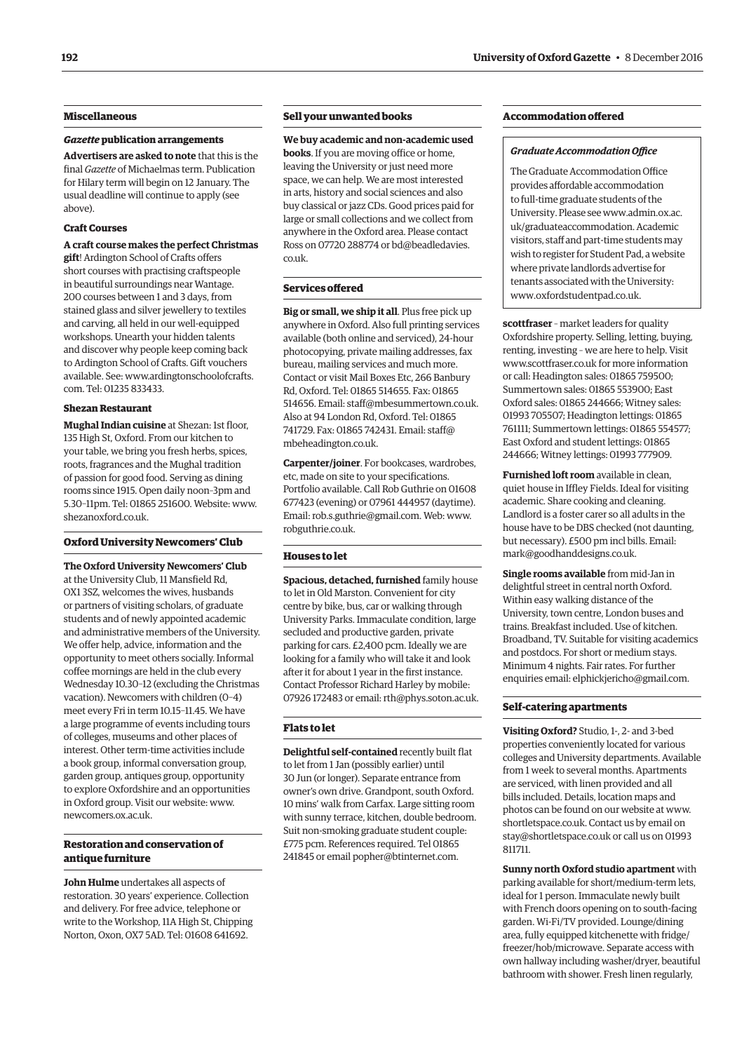## Miscellaneous

### *Gazette* publication arrangements

**Advertisers are asked to note** that this is the final *Gazette* of Michaelmas term. Publication for Hilary term will begin on 12 January. The usual deadline will continue to apply (see above).

### Craft Courses

**A craft course makes the perfect Christmas gift**! Ardington School of Crafts offers short courses with practising craftspeople in beautiful surroundings near Wantage. 200 courses between 1 and 3 days, from stained glass and silver jewellery to textiles and carving, all held in our well-equipped workshops. Unearth your hidden talents and discover why people keep coming back to Ardington School of Crafts. Gift vouchers available. See: www.ardingtonschoolofcrafts.com. Tel: 01235 833433.

### Shezan Restaurant

**Mughal Indian cuisine** at Shezan: 1st floor, 135 High St, Oxford. From our kitchen to your table, we bring you fresh herbs, spices, roots, fragrances and the Mughal tradition of passion for good food. Serving as dining rooms since 1915. Open daily noon–3pm and 5.30–11pm. Tel: 01865 251600. Website: www.shezanoxford.co.uk.

## Oxford University Newcomers' Club

**The Oxford University Newcomers' Club** at the University Club, 11 Mansfield Rd, OX1 3SZ, welcomes the wives, husbands or partners of visiting scholars, of graduate students and of newly appointed academic and administrative members of the University. We offer help, advice, information and the opportunity to meet others socially. Informal coffee mornings are held in the club every Wednesday 10.30–12 (excluding the Christmas vacation). Newcomers with children (0–4) meet every Fri in term 10.15–11.45. We have a large programme of events including tours of colleges, museums and other places of interest. Other term-time activities include a book group, informal conversation group, garden group, antiques group, opportunity to explore Oxfordshire and an opportunities in Oxford group. Visit our website: www.newcomers.ox.ac.uk.

## Restoration and conservation of antique furniture

**John Hulme** undertakes all aspects of restoration. 30 years' experience. Collection and delivery. For free advice, telephone or write to the Workshop, 11A High St, Chipping Norton, Oxon, OX7 5AD. Tel: 01608 641692.

## Sell your unwanted books

**We buy academic and non-academic used books**. If you are moving office or home, leaving the University or just need more space, we can help. We are most interested in arts, history and social sciences and also buy classical or jazz CDs. Good prices paid for large or small collections and we collect from anywhere in the Oxford area. Please contact Ross on 07720 288774 or bd@beadledavies.co.uk.

## Services offered

**Big or small, we ship it all**. Plus free pick up anywhere in Oxford. Also full printing services available (both online and serviced), 24-hour photocopying, private mailing addresses, fax bureau, mailing services and much more. Contact or visit Mail Boxes Etc, 266 Banbury Rd, Oxford. Tel: 01865 514655. Fax: 01865 514656. Email: staff@mbesummertown.co.uk. Also at 94 London Rd, Oxford. Tel: 01865 741729. Fax: 01865 742431. Email: staff@mbeheadington.co.uk.

**Carpenter/joiner**. For bookcases, wardrobes, etc, made on site to your specifications. Portfolio available. Call Rob Guthrie on 01608 677423 (evening) or 07961 444957 (daytime). Email: rob.s.guthrie@gmail.com. Web: www.robguthrie.co.uk.

## Houses to let

**Spacious, detached, furnished** family house to let in Old Marston. Convenient for city centre by bike, bus, car or walking through University Parks. Immaculate condition, large secluded and productive garden, private parking for cars. £2,400 pcm. Ideally we are looking for a family who will take it and look after it for about 1 year in the first instance. Contact Professor Richard Harley by mobile: 07926 172483 or email: rth@phys.soton.ac.uk.

## Flats to let

**Delightful self-contained** recently built flat to let from 1 Jan (possibly earlier) until 30 Jun (or longer). Separate entrance from owner's own drive. Grandpont, south Oxford. 10 mins' walk from Carfax. Large sitting room with sunny terrace, kitchen, double bedroom. Suit non-smoking graduate student couple: £775 pcm. References required. Tel 01865 241845 or email popher@btinternet.com.

## Accommodation offered

### *Graduate Accommodation Office*

The Graduate Accommodation Office provides affordable accommodation to full-time graduate students of the University. Please see www.admin.ox.ac.uk/graduateaccommodation. Academic visitors, staff and part-time students may wish to register for Student Pad, a website where private landlords advertise for tenants associated with the University: www.oxfordstudentpad.co.uk.

**scottfraser** – market leaders for quality Oxfordshire property. Selling, letting, buying, renting, investing – we are here to help. Visit www.scottfraser.co.uk for more information or call: Headington sales: 01865 759500; Summertown sales: 01865 553900; East Oxford sales: 01865 244666; Witney sales: 01993 705507; Headington lettings: 01865 761111; Summertown lettings: 01865 554577; East Oxford and student lettings: 01865 244666; Witney lettings: 01993 777909.

**Furnished loft room** available in clean, quiet house in Iffley Fields. Ideal for visiting academic. Share cooking and cleaning. Landlord is a foster carer so all adults in the house have to be DBS checked (not daunting, but necessary). £500 pm incl bills. Email: mark@goodhanddesigns.co.uk.

**Single rooms available** from mid-Jan in delightful street in central north Oxford. Within easy walking distance of the University, town centre, London buses and trains. Breakfast included. Use of kitchen. Broadband, TV. Suitable for visiting academics and postdocs. For short or medium stays. Minimum 4 nights. Fair rates. For further enquiries email: elphickjericho@gmail.com.

## Self-catering apartments

**Visiting Oxford?** Studio, 1-, 2- and 3-bed properties conveniently located for various colleges and University departments. Available from 1 week to several months. Apartments are serviced, with linen provided and all bills included. Details, location maps and photos can be found on our website at www.shortletspace.co.uk. Contact us by email on stay@shortletspace.co.uk or call us on 01993 811711.

**Sunny north Oxford studio apartment** with parking available for short/medium-term lets, ideal for 1 person. Immaculate newly built with French doors opening on to south-facing garden. Wi-Fi/TV provided. Lounge/dining area, fully equipped kitchenette with fridge/freezer/hob/microwave. Separate access with own hallway including washer/dryer, beautiful bathroom with shower. Fresh linen regularly,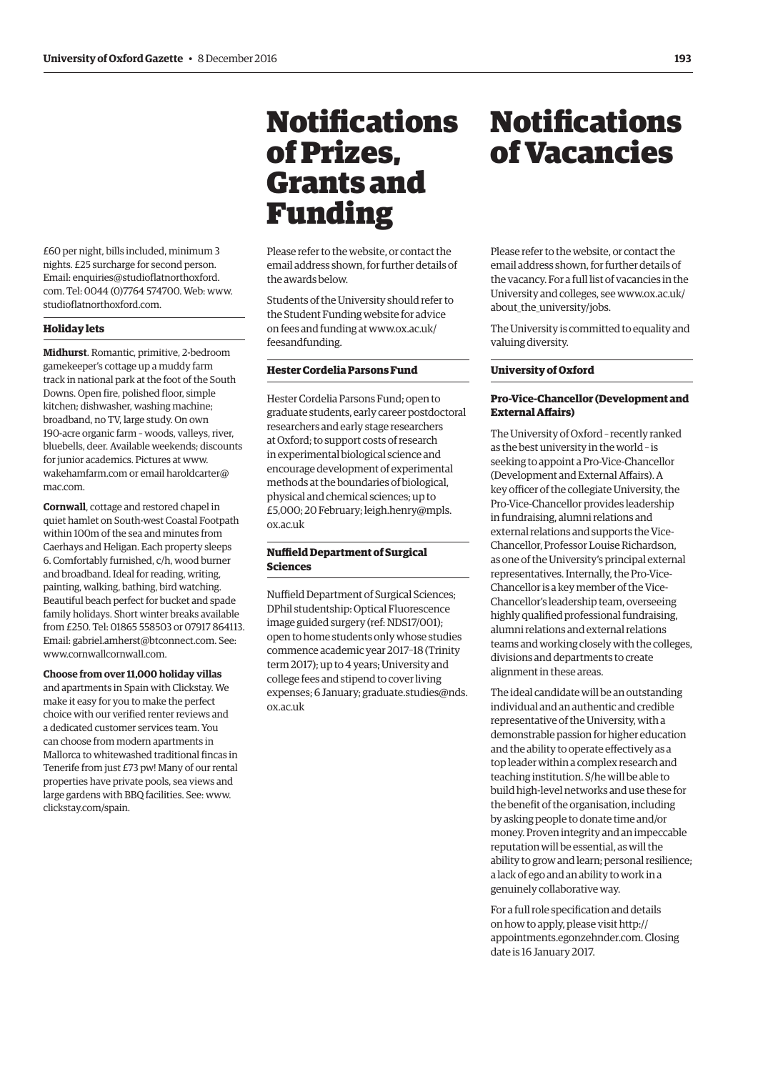£60 per night, bills included, minimum 3 nights. £25 surcharge for second person. Email: enquiries@studioflatnorthoxford.com. Tel: 0044 (0)7764 574700. Web: www.studioflatnorthoxford.com.

### Holiday lets

**Midhurst**. Romantic, primitive, 2-bedroom gamekeeper's cottage up a muddy farm track in national park at the foot of the South Downs. Open fire, polished floor, simple kitchen; dishwasher, washing machine; broadband, no TV, large study. On own 190-acre organic farm – woods, valleys, river, bluebells, deer. Available weekends; discounts for junior academics. Pictures at www.wakehamfarm.com or email haroldcarter@mac.com.

**Cornwall**, cottage and restored chapel in quiet hamlet on South-west Coastal Footpath within 100m of the sea and minutes from Caerhays and Heligan. Each property sleeps 6. Comfortably furnished, c/h, wood burner and broadband. Ideal for reading, writing, painting, walking, bathing, bird watching. Beautiful beach perfect for bucket and spade family holidays. Short winter breaks available from £250. Tel: 01865 558503 or 07917 864113. Email: gabriel.amherst@btconnect.com. See: www.cornwallcornwall.com.

**Choose from over 11,000 holiday villas** and apartments in Spain with Clickstay. We make it easy for you to make the perfect choice with our verified renter reviews and a dedicated customer services team. You can choose from modern apartments in Mallorca to whitewashed traditional fincas in Tenerife from just £73 pw! Many of our rental properties have private pools, sea views and large gardens with BBQ facilities. See: www.clickstay.com/spain.

# Notifications of Prizes, Grants and Funding

Please refer to the website, or contact the email address shown, for further details of the awards below.

Students of the University should refer to the Student Funding website for advice on fees and funding at www.ox.ac.uk/feesandfunding.

### Hester Cordelia Parsons Fund

Hester Cordelia Parsons Fund; open to graduate students, early career postdoctoral researchers and early stage researchers at Oxford; to support costs of research in experimental biological science and encourage development of experimental methods at the boundaries of biological, physical and chemical sciences; up to £5,000; 20 February; leigh.henry@mpls.ox.ac.uk

### Nuffield Department of Surgical Sciences

Nuffield Department of Surgical Sciences; DPhil studentship: Optical Fluorescence image guided surgery (ref: NDS17/001); open to home students only whose studies commence academic year 2017–18 (Trinity term 2017); up to 4 years; University and college fees and stipend to cover living expenses; 6 January; graduate.studies@nds.ox.ac.uk

# Notifications of Vacancies

Please refer to the website, or contact the email address shown, for further details of the vacancy. For a full list of vacancies in the University and colleges, see www.ox.ac.uk/about_the_university/jobs.

The University is committed to equality and valuing diversity.

### University of Oxford

#### Pro-Vice-Chancellor (Development and External Affairs)

The University of Oxford – recently ranked as the best university in the world – is seeking to appoint a Pro-Vice-Chancellor (Development and External Affairs). A key officer of the collegiate University, the Pro-Vice-Chancellor provides leadership in fundraising, alumni relations and external relations and supports the Vice-Chancellor, Professor Louise Richardson, as one of the University's principal external representatives. Internally, the Pro-Vice-Chancellor is a key member of the Vice-Chancellor's leadership team, overseeing highly qualified professional fundraising, alumni relations and external relations teams and working closely with the colleges, divisions and departments to create alignment in these areas.

The ideal candidate will be an outstanding individual and an authentic and credible representative of the University, with a demonstrable passion for higher education and the ability to operate effectively as a top leader within a complex research and teaching institution. S/he will be able to build high-level networks and use these for the benefit of the organisation, including by asking people to donate time and/or money. Proven integrity and an impeccable reputation will be essential, as will the ability to grow and learn; personal resilience; a lack of ego and an ability to work in a genuinely collaborative way.

For a full role specification and details on how to apply, please visit http://appointments.egonzehnder.com. Closing date is 16 January 2017.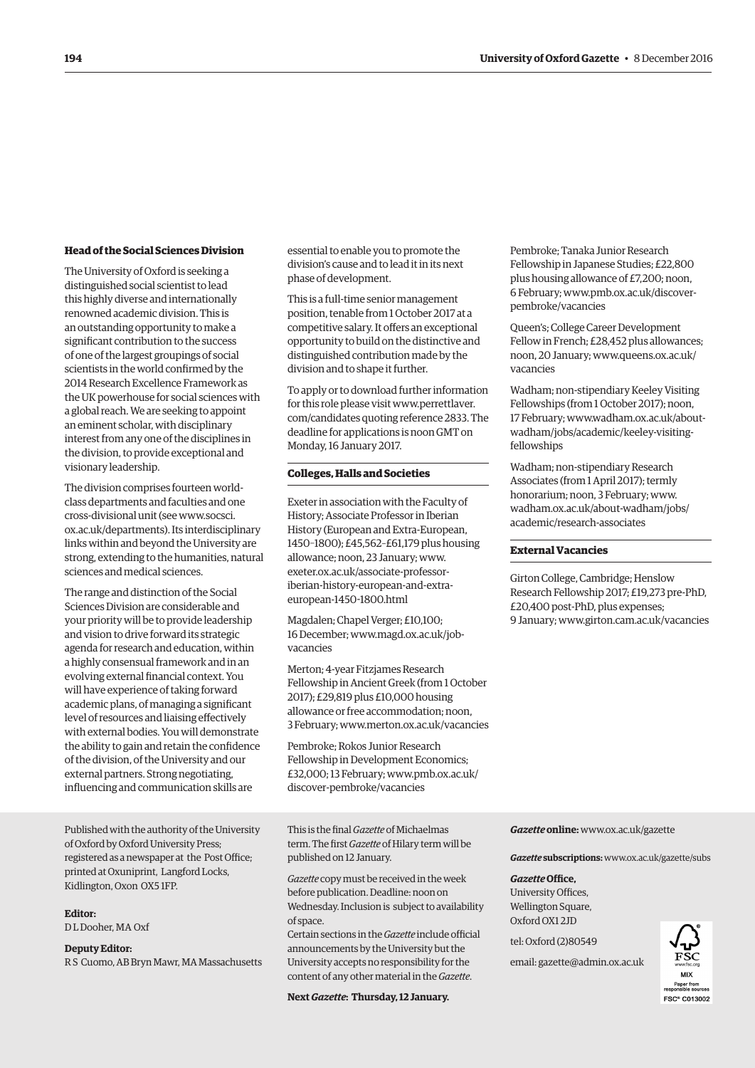### Head of the Social Sciences Division

The University of Oxford is seeking a distinguished social scientist to lead this highly diverse and internationally renowned academic division. This is an outstanding opportunity to make a significant contribution to the success of one of the largest groupings of social scientists in the world confirmed by the 2014 Research Excellence Framework as the UK powerhouse for social sciences with a global reach. We are seeking to appoint an eminent scholar, with disciplinary interest from any one of the disciplines in the division, to provide exceptional and visionary leadership.

The division comprises fourteen world-class departments and faculties and one cross-divisional unit (see www.socsci.ox.ac.uk/departments). Its interdisciplinary links within and beyond the University are strong, extending to the humanities, natural sciences and medical sciences.

The range and distinction of the Social Sciences Division are considerable and your priority will be to provide leadership and vision to drive forward its strategic agenda for research and education, within a highly consensual framework and in an evolving external financial context. You will have experience of taking forward academic plans, of managing a significant level of resources and liaising effectively with external bodies. You will demonstrate the ability to gain and retain the confidence of the division, of the University and our external partners. Strong negotiating, influencing and communication skills are essential to enable you to promote the division's cause and to lead it in its next phase of development.

This is a full-time senior management position, tenable from 1 October 2017 at a competitive salary. It offers an exceptional opportunity to build on the distinctive and distinguished contribution made by the division and to shape it further.

To apply or to download further information for this role please visit www.perrettlaver.com/candidates quoting reference 2833. The deadline for applications is noon GMT on Monday, 16 January 2017.

### Colleges, Halls and Societies

Exeter in association with the Faculty of History; Associate Professor in Iberian History (European and Extra-European, 1450–1800); £45,562–£61,179 plus housing allowance; noon, 23 January; www.exeter.ox.ac.uk/associate-professor-iberian-history-european-and-extra-european-1450-1800.html

Magdalen; Chapel Verger; £10,100; 16 December; www.magd.ox.ac.uk/job-vacancies

Merton; 4-year Fitzjames Research Fellowship in Ancient Greek (from 1 October 2017); £29,819 plus £10,000 housing allowance or free accommodation; noon, 3 February; www.merton.ox.ac.uk/vacancies

Pembroke; Rokos Junior Research Fellowship in Development Economics; £32,000; 13 February; www.pmb.ox.ac.uk/discover-pembroke/vacancies

Pembroke; Tanaka Junior Research Fellowship in Japanese Studies; £22,800 plus housing allowance of £7,200; noon, 6 February; www.pmb.ox.ac.uk/discover-pembroke/vacancies

Queen's; College Career Development Fellow in French; £28,452 plus allowances; noon, 20 January; www.queens.ox.ac.uk/vacancies

Wadham; non-stipendiary Keeley Visiting Fellowships (from 1 October 2017); noon, 17 February; www.wadham.ox.ac.uk/about-wadham/jobs/academic/keeley-visiting-fellowships

Wadham; non-stipendiary Research Associates (from 1 April 2017); termly honorarium; noon, 3 February; www.wadham.ox.ac.uk/about-wadham/jobs/academic/research-associates

### External Vacancies

Girton College, Cambridge; Henslow Research Fellowship 2017; £19,273 pre-PhD, £20,400 post-PhD, plus expenses; 9 January; www.girton.cam.ac.uk/vacancies

---

Published with the authority of the University of Oxford by Oxford University Press; registered as a newspaper at the Post Office; printed at Oxuniprint, Langford Locks, Kidlington, Oxon OX5 1FP.

**Editor:**
D L Dooher, MA Oxf

**Deputy Editor:**
R S Cuomo, AB Bryn Mawr, MA Massachusetts

This is the final *Gazette* of Michaelmas term. The first *Gazette* of Hilary term will be published on 12 January.

*Gazette* copy must be received in the week before publication. Deadline: noon on Wednesday. Inclusion is subject to availability of space.
Certain sections in the *Gazette* include official announcements by the University but the University accepts no responsibility for the content of any other material in the *Gazette*.

**Next *Gazette*: Thursday, 12 January.**

***Gazette* online:** www.ox.ac.uk/gazette

***Gazette* subscriptions:** www.ox.ac.uk/gazette/subs

***Gazette* Office,**
University Offices,
Wellington Square,
Oxford OX1 2JD

tel: Oxford (2)80549

email: gazette@admin.ox.ac.uk

FSC www.fsc.org MIX Paper from responsible sources FSC® C013002